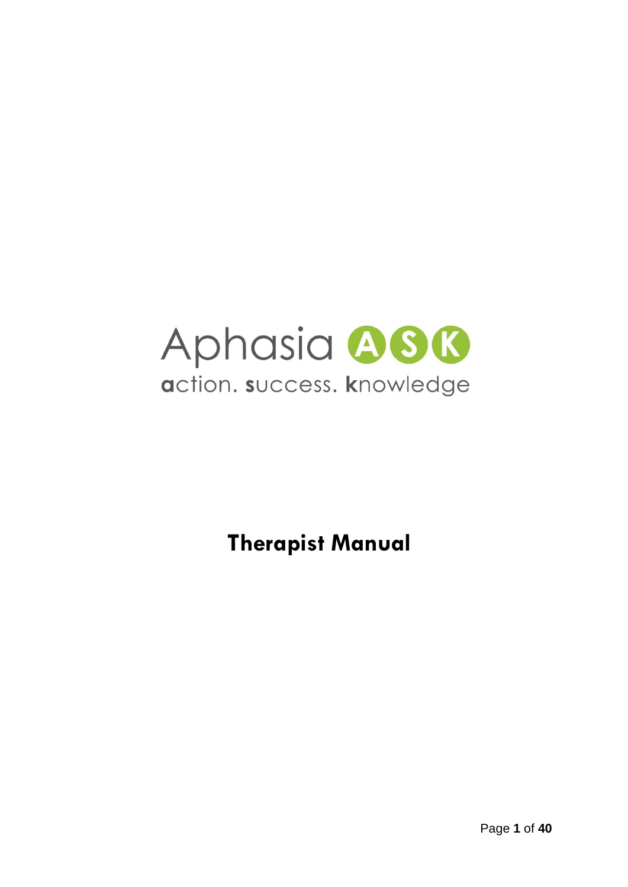# Aphasia ASK

**a**ction. **s**uccess. **k**nowledge

## Therapist Manual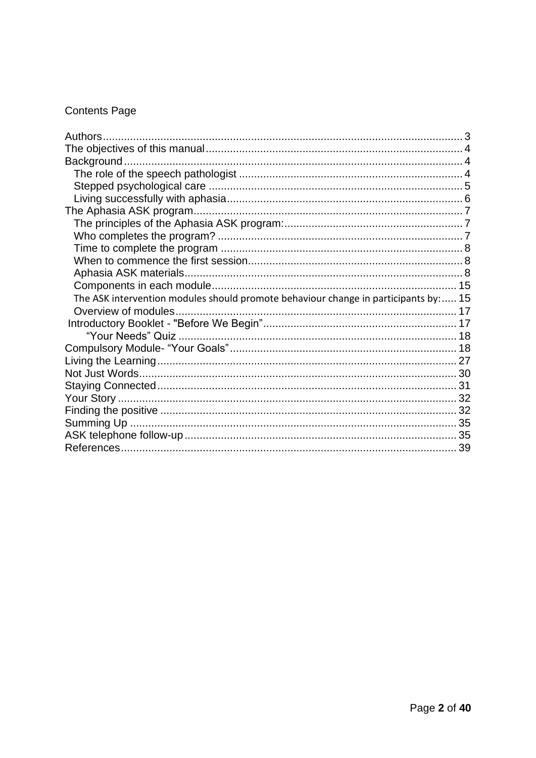Contents Page

Authors ..... 3
The objectives of this manual ..... 4
Background ..... 4
  The role of the speech pathologist ..... 4
  Stepped psychological care ..... 5
  Living successfully with aphasia ..... 6
The Aphasia ASK program ..... 7
  The principles of the Aphasia ASK program: ..... 7
  Who completes the program? ..... 7
  Time to complete the program ..... 8
  When to commence the first session ..... 8
  Aphasia ASK materials ..... 8
  Components in each module ..... 15
  The ASK intervention modules should promote behaviour change in participants by: ..... 15
  Overview of modules ..... 17
 Introductory Booklet - "Before We Begin" ..... 17
    "Your Needs" Quiz ..... 18
Compulsory Module- "Your Goals" ..... 18
Living the Learning ..... 27
Not Just Words ..... 30
Staying Connected ..... 31
Your Story ..... 32
Finding the positive ..... 32
Summing Up ..... 35
ASK telephone follow-up ..... 35
References ..... 39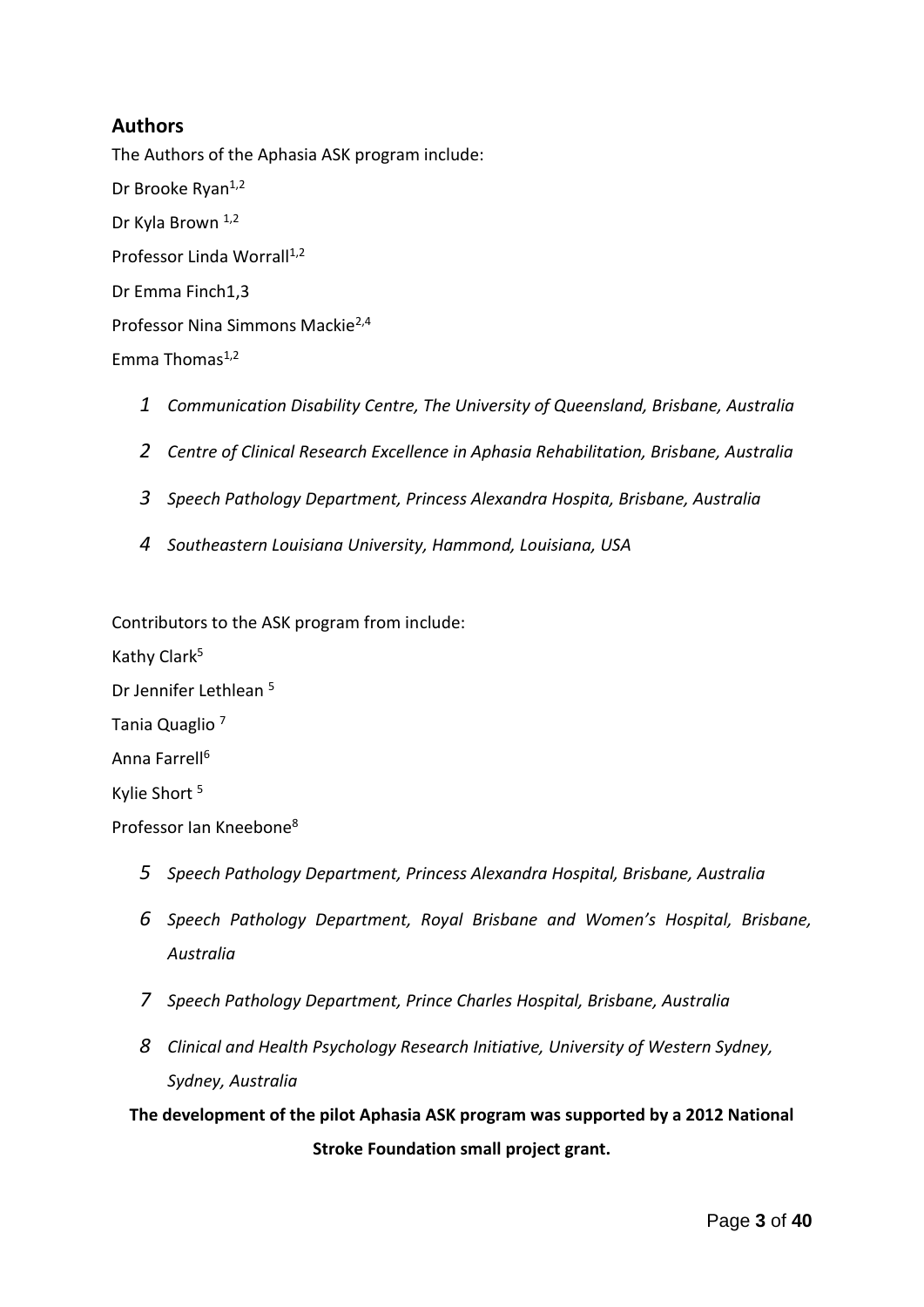## Authors

The Authors of the Aphasia ASK program include:

Dr Brooke Ryan[1,2]

Dr Kyla Brown [1,2]

Professor Linda Worrall[1,2]

Dr Emma Finch1,3

Professor Nina Simmons Mackie[2,4]

Emma Thomas[1,2]

1. *Communication Disability Centre, The University of Queensland, Brisbane, Australia*
2. *Centre of Clinical Research Excellence in Aphasia Rehabilitation, Brisbane, Australia*
3. *Speech Pathology Department, Princess Alexandra Hospita, Brisbane, Australia*
4. *Southeastern Louisiana University, Hammond, Louisiana, USA*

Contributors to the ASK program from include:

Kathy Clark[5]

Dr Jennifer Lethlean [5]

Tania Quaglio [7]

Anna Farrell[6]

Kylie Short [5]

Professor Ian Kneebone[8]

5. *Speech Pathology Department, Princess Alexandra Hospital, Brisbane, Australia*
6. *Speech Pathology Department, Royal Brisbane and Women's Hospital, Brisbane, Australia*
7. *Speech Pathology Department, Prince Charles Hospital, Brisbane, Australia*
8. *Clinical and Health Psychology Research Initiative, University of Western Sydney, Sydney, Australia*

**The development of the pilot Aphasia ASK program was supported by a 2012 National Stroke Foundation small project grant.**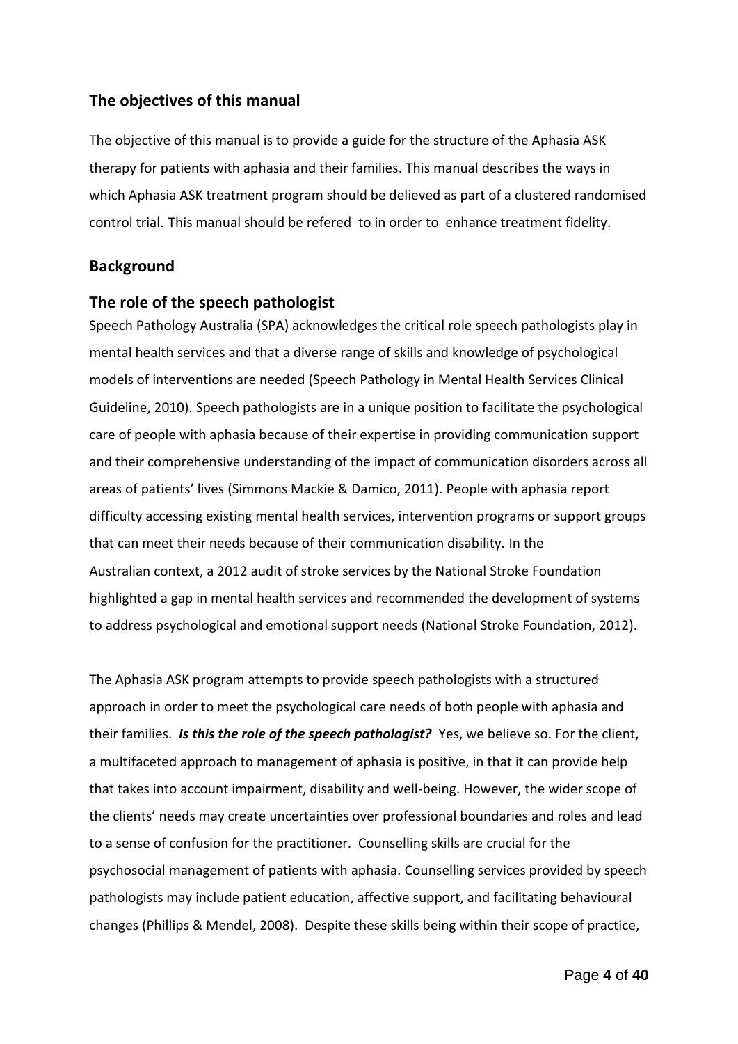## The objectives of this manual

The objective of this manual is to provide a guide for the structure of the Aphasia ASK therapy for patients with aphasia and their families. This manual describes the ways in which Aphasia ASK treatment program should be delieved as part of a clustered randomised control trial. This manual should be refered to in order to enhance treatment fidelity.

## Background

## The role of the speech pathologist

Speech Pathology Australia (SPA) acknowledges the critical role speech pathologists play in mental health services and that a diverse range of skills and knowledge of psychological models of interventions are needed (Speech Pathology in Mental Health Services Clinical Guideline, 2010). Speech pathologists are in a unique position to facilitate the psychological care of people with aphasia because of their expertise in providing communication support and their comprehensive understanding of the impact of communication disorders across all areas of patients' lives (Simmons Mackie & Damico, 2011). People with aphasia report difficulty accessing existing mental health services, intervention programs or support groups that can meet their needs because of their communication disability. In the Australian context, a 2012 audit of stroke services by the National Stroke Foundation highlighted a gap in mental health services and recommended the development of systems to address psychological and emotional support needs (National Stroke Foundation, 2012).

The Aphasia ASK program attempts to provide speech pathologists with a structured approach in order to meet the psychological care needs of both people with aphasia and their families. ***Is this the role of the speech pathologist?*** Yes, we believe so. For the client, a multifaceted approach to management of aphasia is positive, in that it can provide help that takes into account impairment, disability and well-being. However, the wider scope of the clients' needs may create uncertainties over professional boundaries and roles and lead to a sense of confusion for the practitioner. Counselling skills are crucial for the psychosocial management of patients with aphasia. Counselling services provided by speech pathologists may include patient education, affective support, and facilitating behavioural changes (Phillips & Mendel, 2008). Despite these skills being within their scope of practice,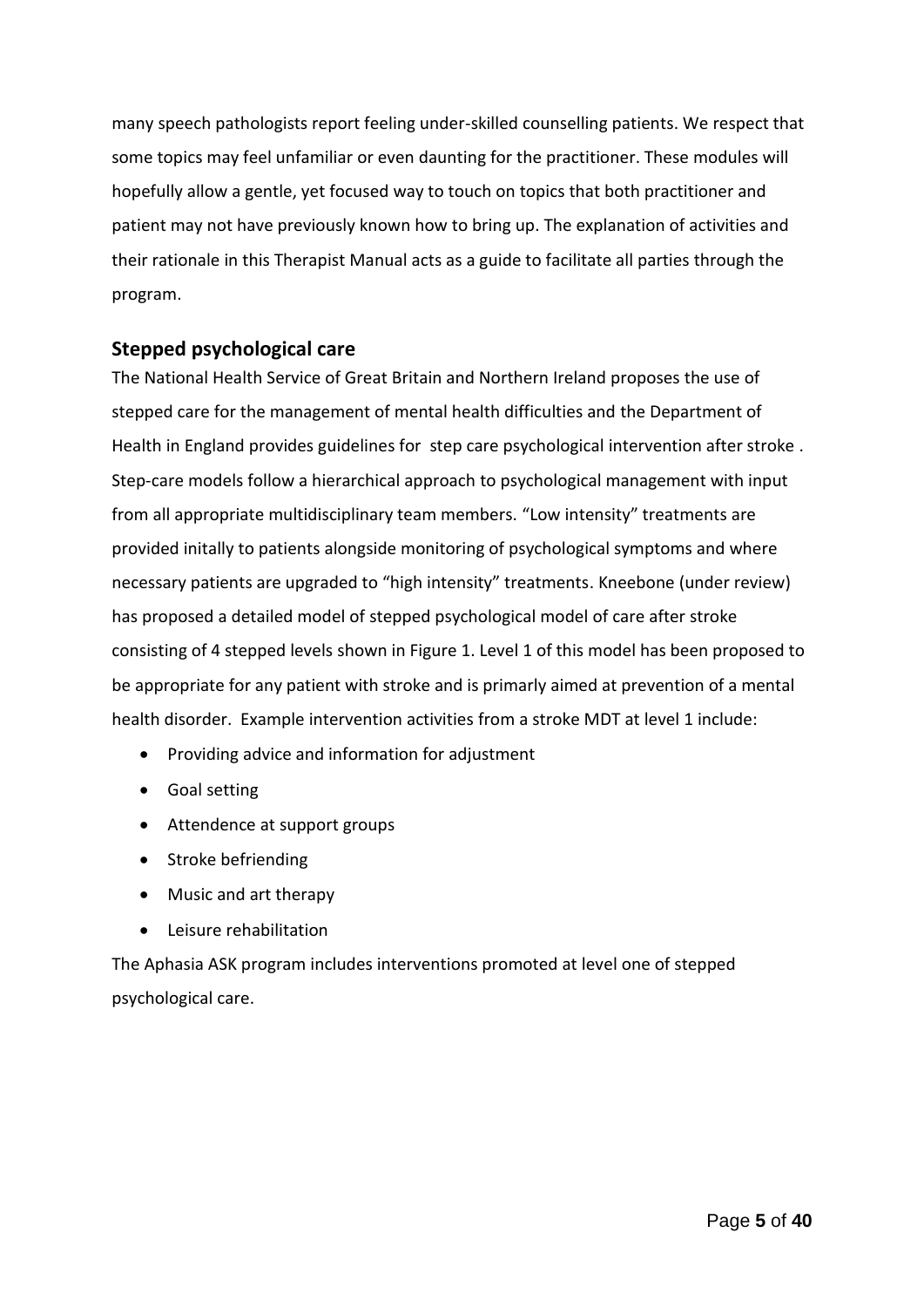many speech pathologists report feeling under-skilled counselling patients. We respect that some topics may feel unfamiliar or even daunting for the practitioner. These modules will hopefully allow a gentle, yet focused way to touch on topics that both practitioner and patient may not have previously known how to bring up. The explanation of activities and their rationale in this Therapist Manual acts as a guide to facilitate all parties through the program.

## Stepped psychological care

The National Health Service of Great Britain and Northern Ireland proposes the use of stepped care for the management of mental health difficulties and the Department of Health in England provides guidelines for step care psychological intervention after stroke . Step-care models follow a hierarchical approach to psychological management with input from all appropriate multidisciplinary team members. "Low intensity" treatments are provided initally to patients alongside monitoring of psychological symptoms and where necessary patients are upgraded to "high intensity" treatments. Kneebone (under review) has proposed a detailed model of stepped psychological model of care after stroke consisting of 4 stepped levels shown in Figure 1. Level 1 of this model has been proposed to be appropriate for any patient with stroke and is primarily aimed at prevention of a mental health disorder. Example intervention activities from a stroke MDT at level 1 include:

- Providing advice and information for adjustment
- Goal setting
- Attendence at support groups
- Stroke befriending
- Music and art therapy
- Leisure rehabilitation

The Aphasia ASK program includes interventions promoted at level one of stepped psychological care.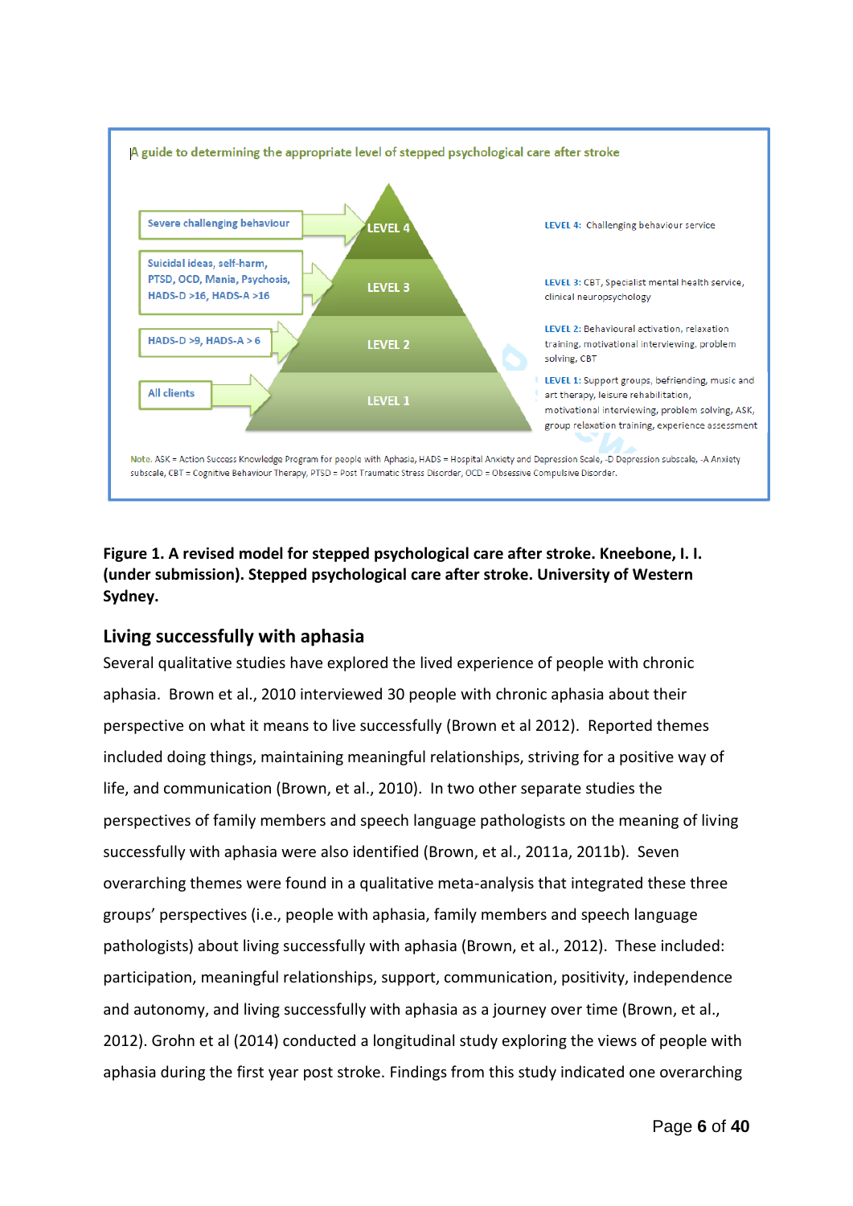A guide to determining the appropriate level of stepped psychological care after stroke

| Indicators | Level | Interventions |
| --- | --- | --- |
| Severe challenging behaviour | LEVEL 4 | LEVEL 4: Challenging behaviour service |
| Suicidal ideas, self-harm, PTSD, OCD, Mania, Psychosis, HADS-D >16, HADS-A >16 | LEVEL 3 | LEVEL 3: CBT, Specialist mental health service, clinical neuropsychology |
| HADS-D >9, HADS-A > 6 | LEVEL 2 | LEVEL 2: Behavioural activation, relaxation training, motivational interviewing, problem solving, CBT |
| All clients | LEVEL 1 | LEVEL 1: Support groups, befriending, music and art therapy, leisure rehabilitation, motivational interviewing, problem solving, ASK, group relaxation training, experience assessment |

Note. ASK = Action Success Knowledge Program for people with Aphasia, HADS = Hospital Anxiety and Depression Scale, -D Depression subscale, -A Anxiety subscale, CBT = Cognitive Behaviour Therapy, PTSD = Post Traumatic Stress Disorder, OCD = Obsessive Compulsive Disorder.

**Figure 1. A revised model for stepped psychological care after stroke. Kneebone, I. I. (under submission). Stepped psychological care after stroke. University of Western Sydney.**

## Living successfully with aphasia

Several qualitative studies have explored the lived experience of people with chronic aphasia. Brown et al., 2010 interviewed 30 people with chronic aphasia about their perspective on what it means to live successfully (Brown et al 2012). Reported themes included doing things, maintaining meaningful relationships, striving for a positive way of life, and communication (Brown, et al., 2010). In two other separate studies the perspectives of family members and speech language pathologists on the meaning of living successfully with aphasia were also identified (Brown, et al., 2011a, 2011b). Seven overarching themes were found in a qualitative meta-analysis that integrated these three groups' perspectives (i.e., people with aphasia, family members and speech language pathologists) about living successfully with aphasia (Brown, et al., 2012). These included: participation, meaningful relationships, support, communication, positivity, independence and autonomy, and living successfully with aphasia as a journey over time (Brown, et al., 2012). Grohn et al (2014) conducted a longitudinal study exploring the views of people with aphasia during the first year post stroke. Findings from this study indicated one overarching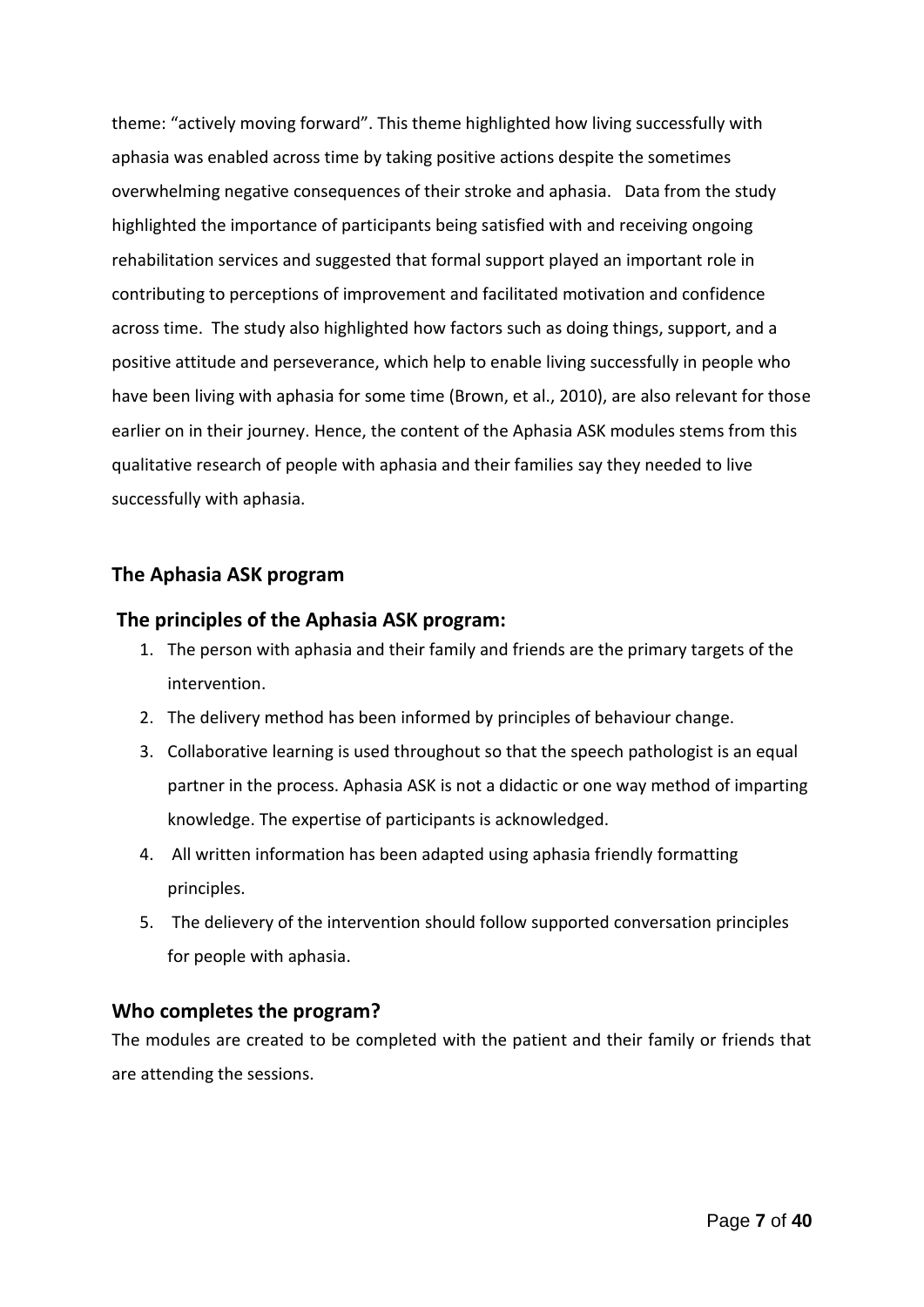theme: "actively moving forward". This theme highlighted how living successfully with aphasia was enabled across time by taking positive actions despite the sometimes overwhelming negative consequences of their stroke and aphasia. Data from the study highlighted the importance of participants being satisfied with and receiving ongoing rehabilitation services and suggested that formal support played an important role in contributing to perceptions of improvement and facilitated motivation and confidence across time. The study also highlighted how factors such as doing things, support, and a positive attitude and perseverance, which help to enable living successfully in people who have been living with aphasia for some time (Brown, et al., 2010), are also relevant for those earlier on in their journey. Hence, the content of the Aphasia ASK modules stems from this qualitative research of people with aphasia and their families say they needed to live successfully with aphasia.

## The Aphasia ASK program

### The principles of the Aphasia ASK program:

1. The person with aphasia and their family and friends are the primary targets of the intervention.
2. The delivery method has been informed by principles of behaviour change.
3. Collaborative learning is used throughout so that the speech pathologist is an equal partner in the process. Aphasia ASK is not a didactic or one way method of imparting knowledge. The expertise of participants is acknowledged.
4. All written information has been adapted using aphasia friendly formatting principles.
5. The delievery of the intervention should follow supported conversation principles for people with aphasia.

### Who completes the program?

The modules are created to be completed with the patient and their family or friends that are attending the sessions.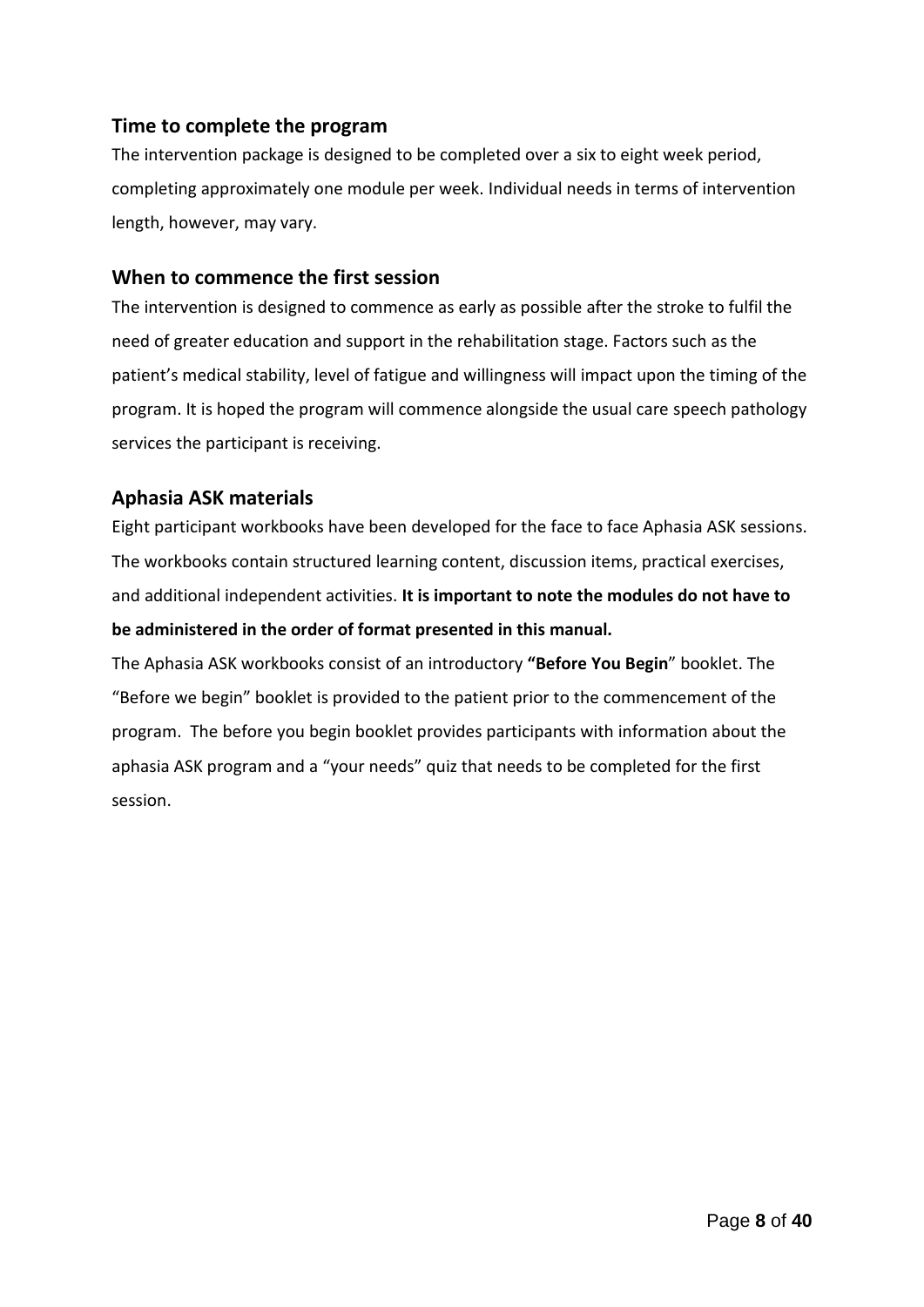## Time to complete the program

The intervention package is designed to be completed over a six to eight week period, completing approximately one module per week. Individual needs in terms of intervention length, however, may vary.

## When to commence the first session

The intervention is designed to commence as early as possible after the stroke to fulfil the need of greater education and support in the rehabilitation stage. Factors such as the patient's medical stability, level of fatigue and willingness will impact upon the timing of the program. It is hoped the program will commence alongside the usual care speech pathology services the participant is receiving.

## Aphasia ASK materials

Eight participant workbooks have been developed for the face to face Aphasia ASK sessions. The workbooks contain structured learning content, discussion items, practical exercises, and additional independent activities. **It is important to note the modules do not have to be administered in the order of format presented in this manual.**

The Aphasia ASK workbooks consist of an introductory **"Before You Begin**" booklet. The "Before we begin" booklet is provided to the patient prior to the commencement of the program. The before you begin booklet provides participants with information about the aphasia ASK program and a "your needs" quiz that needs to be completed for the first session.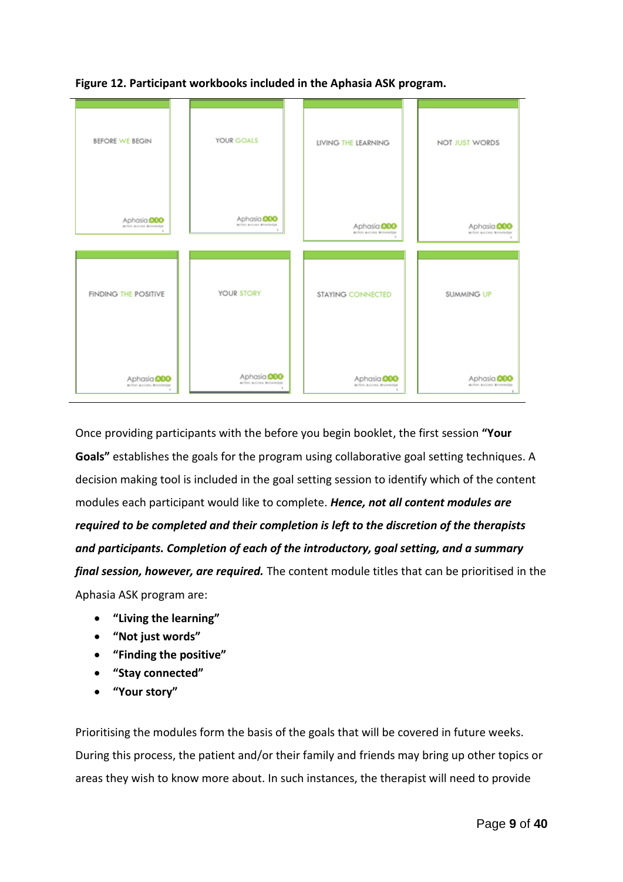**Figure 12. Participant workbooks included in the Aphasia ASK program.**

Once providing participants with the before you begin booklet, the first session **"Your Goals"** establishes the goals for the program using collaborative goal setting techniques. A decision making tool is included in the goal setting session to identify which of the content modules each participant would like to complete. ***Hence, not all content modules are required to be completed and their completion is left to the discretion of the therapists and participants. Completion of each of the introductory, goal setting, and a summary final session, however, are required.*** The content module titles that can be prioritised in the Aphasia ASK program are:

- **"Living the learning"**
- **"Not just words"**
- **"Finding the positive"**
- **"Stay connected"**
- **"Your story"**

Prioritising the modules form the basis of the goals that will be covered in future weeks. During this process, the patient and/or their family and friends may bring up other topics or areas they wish to know more about. In such instances, the therapist will need to provide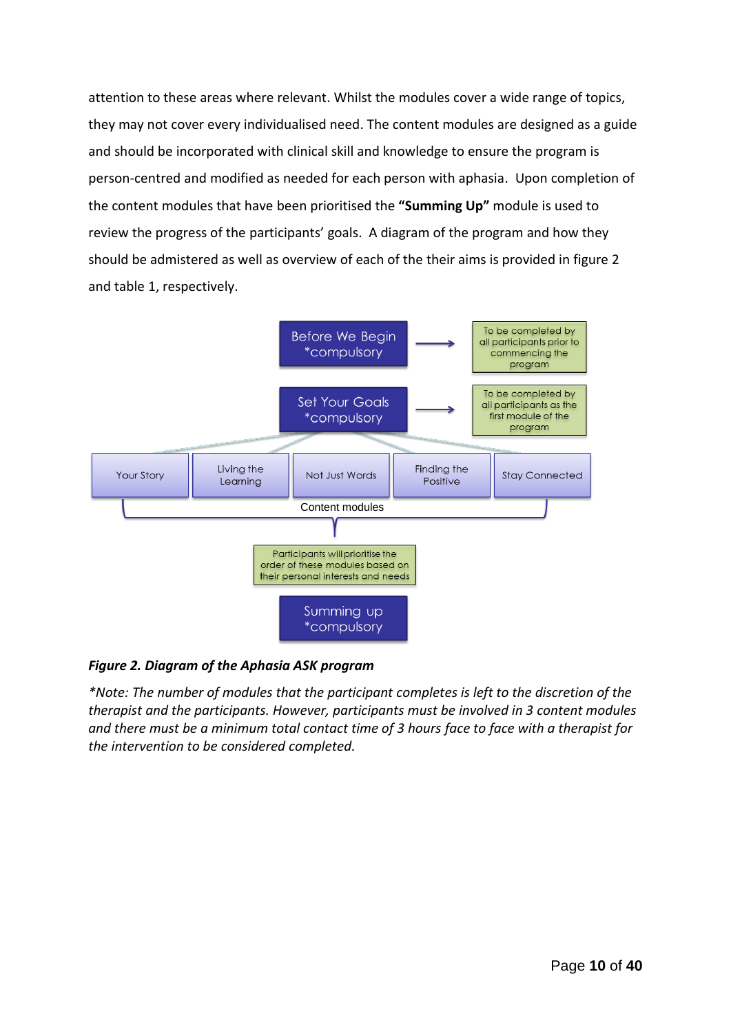attention to these areas where relevant. Whilst the modules cover a wide range of topics, they may not cover every individualised need. The content modules are designed as a guide and should be incorporated with clinical skill and knowledge to ensure the program is person-centred and modified as needed for each person with aphasia. Upon completion of the content modules that have been prioritised the **"Summing Up"** module is used to review the progress of the participants' goals. A diagram of the program and how they should be admistered as well as overview of each of the their aims is provided in figure 2 and table 1, respectively.

Before We Begin *compulsory → To be completed by all participants prior to commencing the program

Set Your Goals *compulsory → To be completed by all participants as the first module of the program

Your Story | Living the Learning | Not Just Words | Finding the Positive | Stay Connected

Content modules

Participants will prioritise the order of these modules based on their personal interests and needs

Summing up *compulsory

***Figure 2. Diagram of the Aphasia ASK program***

*\*Note: The number of modules that the participant completes is left to the discretion of the therapist and the participants. However, participants must be involved in 3 content modules and there must be a minimum total contact time of 3 hours face to face with a therapist for the intervention to be considered completed.*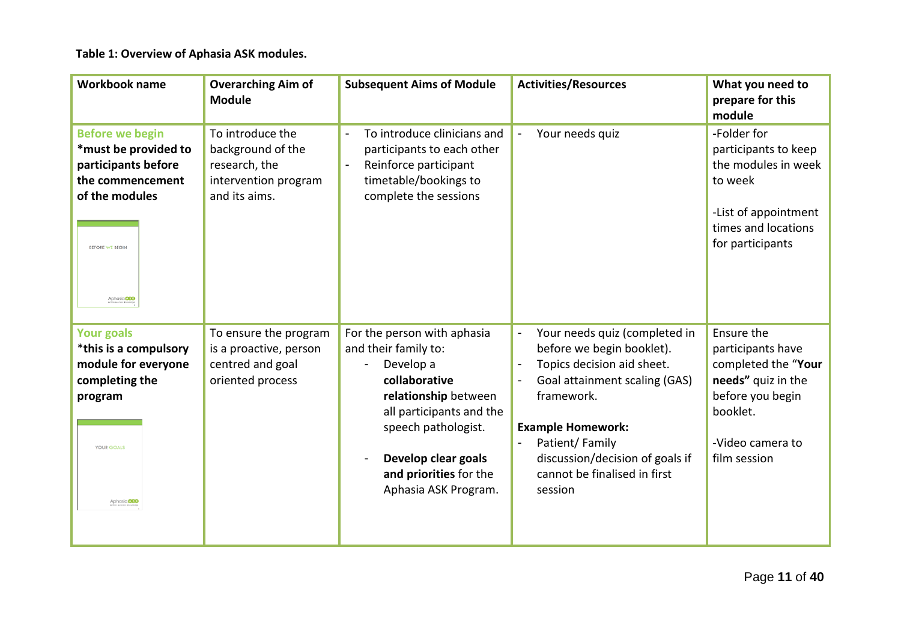**Table 1: Overview of Aphasia ASK modules.**

| Workbook name | Overarching Aim of Module | Subsequent Aims of Module | Activities/Resources | What you need to prepare for this module |
|---|---|---|---|---|
| **Before we begin** **must be provided to participants before the commencement of the modules** | To introduce the background of the research, the intervention program and its aims. | - To introduce clinicians and participants to each other<br>- Reinforce participant timetable/bookings to complete the sessions | - Your needs quiz | -Folder for participants to keep the modules in week to week<br><br>-List of appointment times and locations for participants |
| **Your goals** *this is a compulsory module for everyone completing the program** | To ensure the program is a proactive, person centred and goal oriented process | For the person with aphasia and their family to:<br>- Develop a **collaborative relationship** between all participants and the speech pathologist.<br>- **Develop clear goals and priorities** for the Aphasia ASK Program. | - Your needs quiz (completed in before we begin booklet).<br>- Topics decision aid sheet.<br>- Goal attainment scaling (GAS) framework.<br><br>**Example Homework:**<br>- Patient/ Family discussion/decision of goals if cannot be finalised in first session | Ensure the participants have completed the "**Your needs"** quiz in the before you begin booklet.<br><br>-Video camera to film session |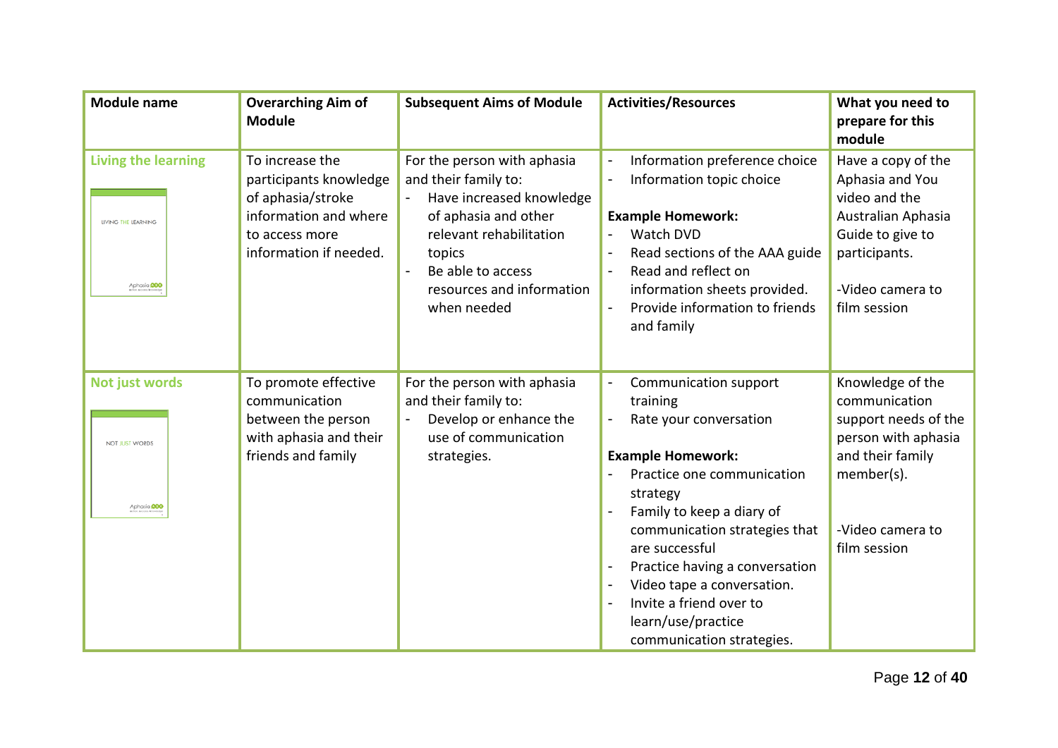| Module name | Overarching Aim of Module | Subsequent Aims of Module | Activities/Resources | What you need to prepare for this module |
|---|---|---|---|---|
| Living the learning<br>LIVING THE LEARNING<br>Aphasia | To increase the participants knowledge of aphasia/stroke information and where to access more information if needed. | For the person with aphasia and their family to:<br>- Have increased knowledge of aphasia and other relevant rehabilitation topics<br>- Be able to access resources and information when needed | - Information preference choice<br>- Information topic choice<br><br>**Example Homework:**<br>- Watch DVD<br>- Read sections of the AAA guide<br>- Read and reflect on information sheets provided.<br>- Provide information to friends and family | Have a copy of the Aphasia and You video and the Australian Aphasia Guide to give to participants.<br><br>-Video camera to film session |
| Not just words<br>NOT JUST WORDS<br>Aphasia | To promote effective communication between the person with aphasia and their friends and family | For the person with aphasia and their family to:<br>- Develop or enhance the use of communication strategies. | - Communication support training<br>- Rate your conversation<br><br>**Example Homework:**<br>- Practice one communication strategy<br>- Family to keep a diary of communication strategies that are successful<br>- Practice having a conversation<br>- Video tape a conversation.<br>- Invite a friend over to learn/use/practice communication strategies. | Knowledge of the communication support needs of the person with aphasia and their family member(s).<br><br>-Video camera to film session |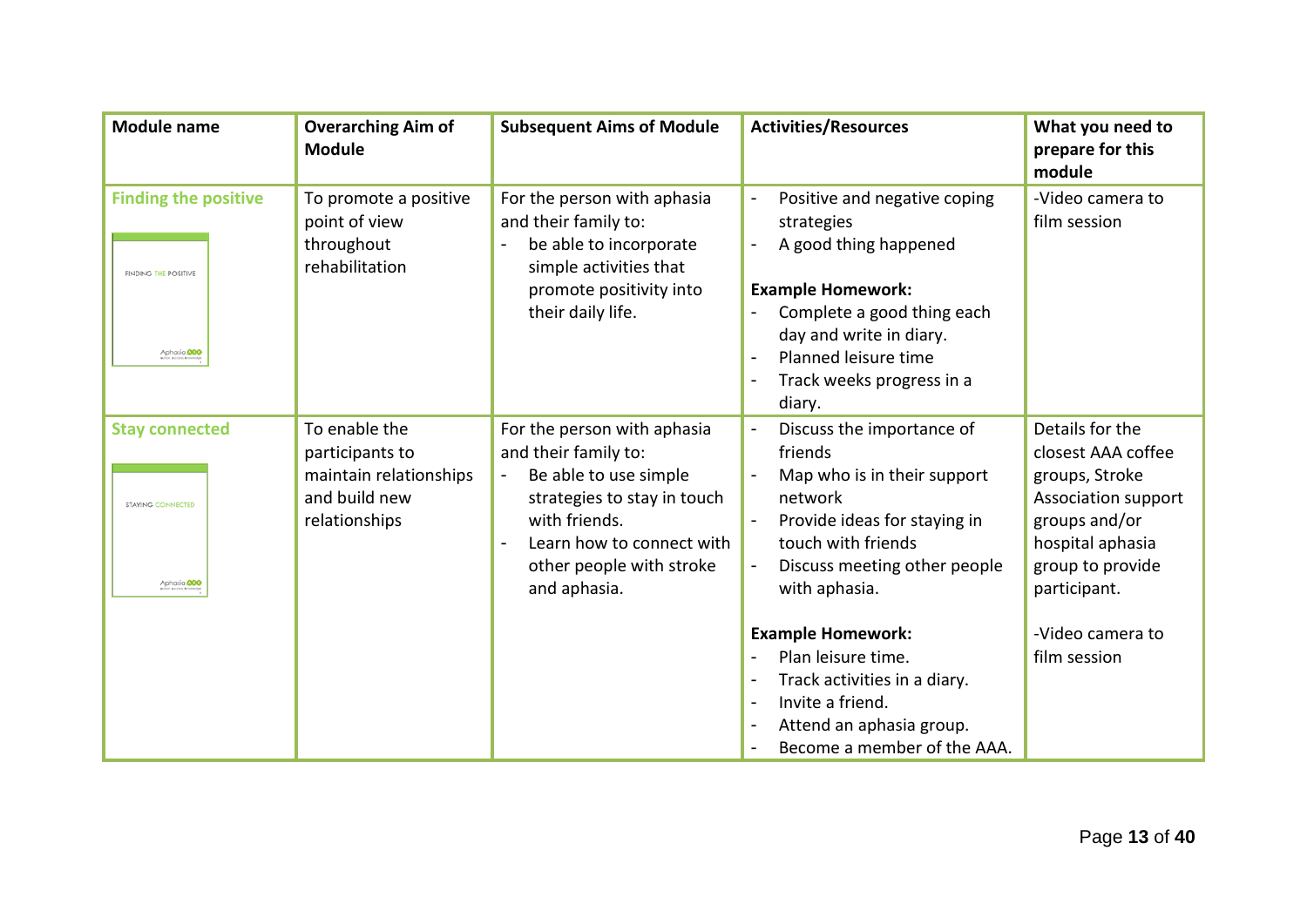| Module name | Overarching Aim of Module | Subsequent Aims of Module | Activities/Resources | What you need to prepare for this module |
|---|---|---|---|---|
| **Finding the positive** | To promote a positive point of view throughout rehabilitation | For the person with aphasia and their family to:<br>- be able to incorporate simple activities that promote positivity into their daily life. | - Positive and negative coping strategies<br>- A good thing happened<br><br>**Example Homework:**<br>- Complete a good thing each day and write in diary.<br>- Planned leisure time<br>- Track weeks progress in a diary. | -Video camera to film session |
| **Stay connected** | To enable the participants to maintain relationships and build new relationships | For the person with aphasia and their family to:<br>- Be able to use simple strategies to stay in touch with friends.<br>- Learn how to connect with other people with stroke and aphasia. | - Discuss the importance of friends<br>- Map who is in their support network<br>- Provide ideas for staying in touch with friends<br>- Discuss meeting other people with aphasia.<br><br>**Example Homework:**<br>- Plan leisure time.<br>- Track activities in a diary.<br>- Invite a friend.<br>- Attend an aphasia group.<br>- Become a member of the AAA. | Details for the closest AAA coffee groups, Stroke Association support groups and/or hospital aphasia group to provide participant.<br><br>-Video camera to film session |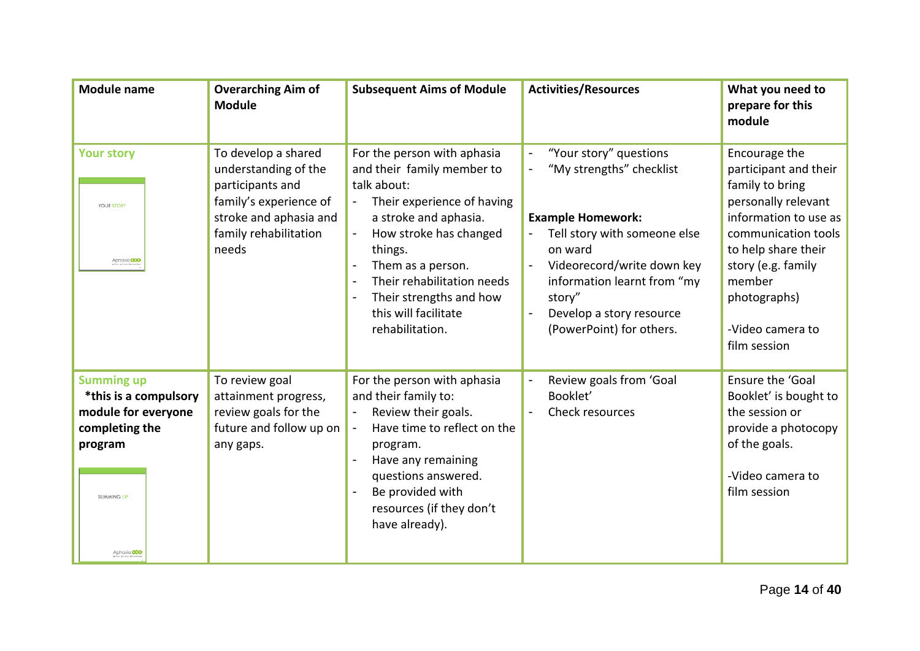| Module name | Overarching Aim of Module | Subsequent Aims of Module | Activities/Resources | What you need to prepare for this module |
|---|---|---|---|---|
| **Your story** | To develop a shared understanding of the participants and family's experience of stroke and aphasia and family rehabilitation needs | For the person with aphasia and their family member to talk about:<br>- Their experience of having a stroke and aphasia.<br>- How stroke has changed things.<br>- Them as a person.<br>- Their rehabilitation needs<br>- Their strengths and how this will facilitate rehabilitation. | - "Your story" questions<br>- "My strengths" checklist<br><br>**Example Homework:**<br>- Tell story with someone else on ward<br>- Videorecord/write down key information learnt from "my story"<br>- Develop a story resource (PowerPoint) for others. | Encourage the participant and their family to bring personally relevant information to use as communication tools to help share their story (e.g. family member photographs)<br><br>-Video camera to film session |
| **Summing up**<br>**\*this is a compulsory module for everyone completing the program** | To review goal attainment progress, review goals for the future and follow up on any gaps. | For the person with aphasia and their family to:<br>- Review their goals.<br>- Have time to reflect on the program.<br>- Have any remaining questions answered.<br>- Be provided with resources (if they don't have already). | - Review goals from 'Goal Booklet'<br>- Check resources | Ensure the 'Goal Booklet' is bought to the session or provide a photocopy of the goals.<br><br>-Video camera to film session |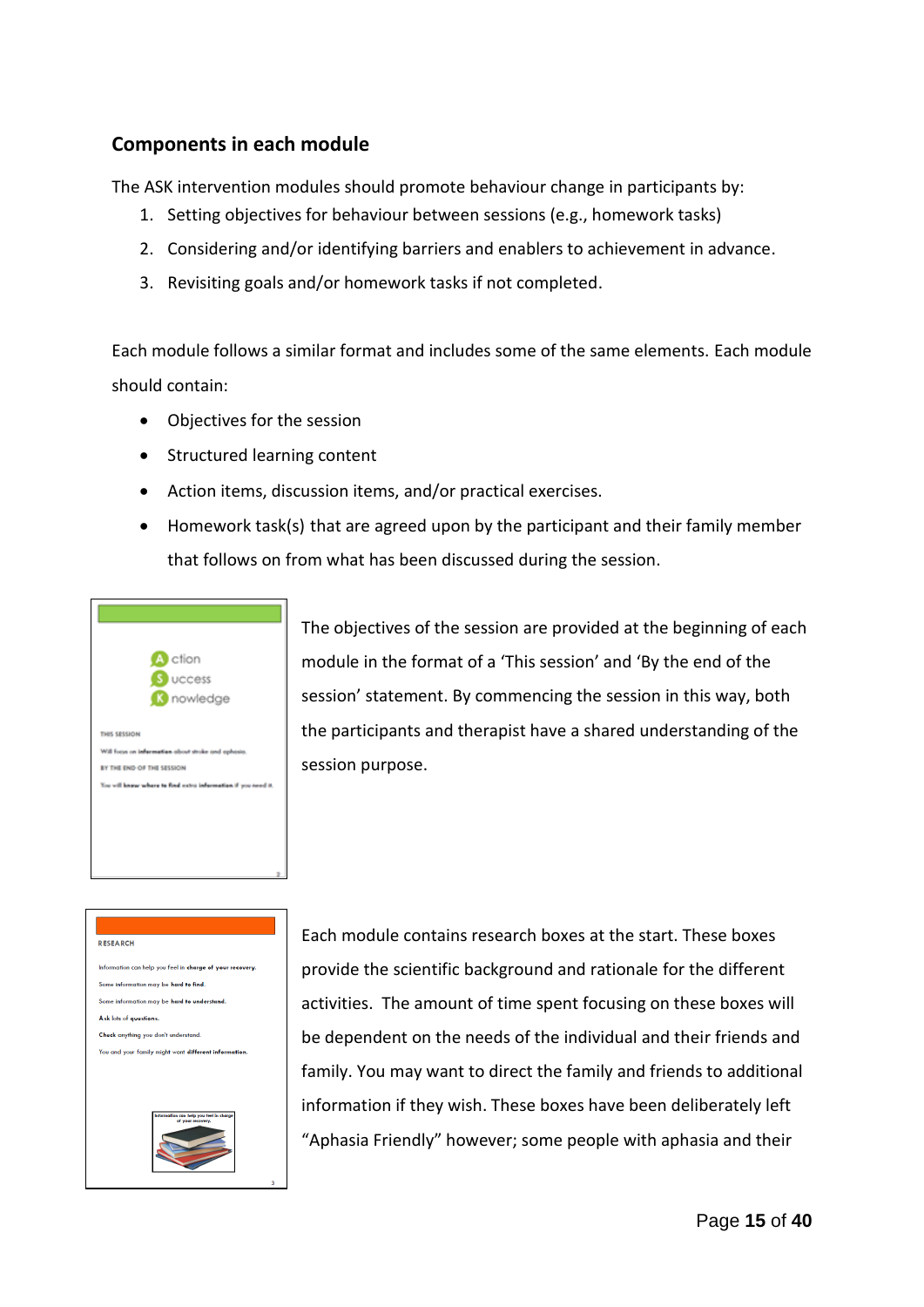## Components in each module

The ASK intervention modules should promote behaviour change in participants by:

1. Setting objectives for behaviour between sessions (e.g., homework tasks)
2. Considering and/or identifying barriers and enablers to achievement in advance.
3. Revisiting goals and/or homework tasks if not completed.

Each module follows a similar format and includes some of the same elements. Each module should contain:

- Objectives for the session
- Structured learning content
- Action items, discussion items, and/or practical exercises.
- Homework task(s) that are agreed upon by the participant and their family member that follows on from what has been discussed during the session.

The objectives of the session are provided at the beginning of each module in the format of a 'This session' and 'By the end of the session' statement. By commencing the session in this way, both the participants and therapist have a shared understanding of the session purpose.

Each module contains research boxes at the start. These boxes provide the scientific background and rationale for the different activities. The amount of time spent focusing on these boxes will be dependent on the needs of the individual and their friends and family. You may want to direct the family and friends to additional information if they wish. These boxes have been deliberately left "Aphasia Friendly" however; some people with aphasia and their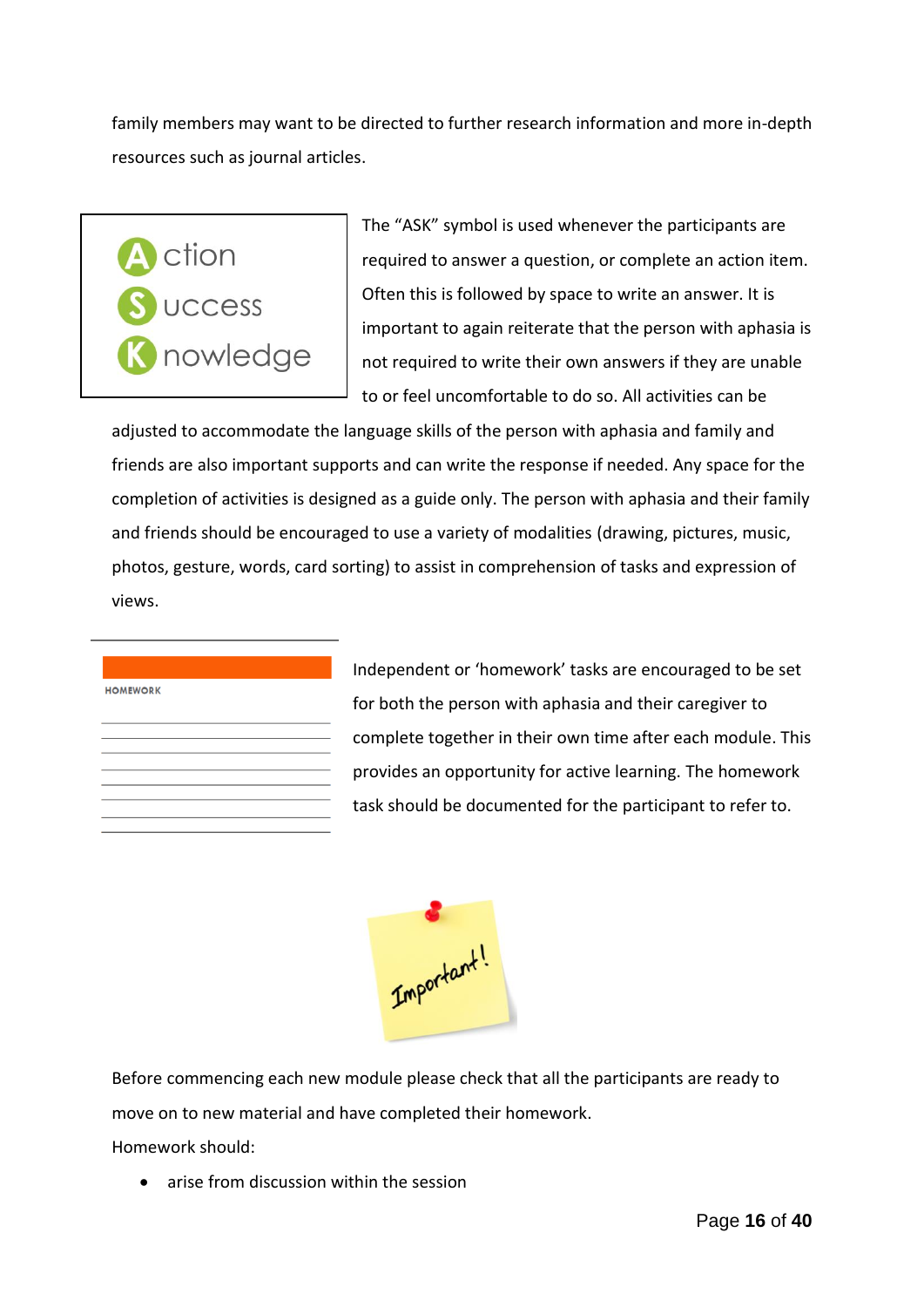family members may want to be directed to further research information and more in-depth resources such as journal articles.

The "ASK" symbol is used whenever the participants are required to answer a question, or complete an action item. Often this is followed by space to write an answer. It is important to again reiterate that the person with aphasia is not required to write their own answers if they are unable to or feel uncomfortable to do so. All activities can be adjusted to accommodate the language skills of the person with aphasia and family and friends are also important supports and can write the response if needed. Any space for the completion of activities is designed as a guide only. The person with aphasia and their family and friends should be encouraged to use a variety of modalities (drawing, pictures, music, photos, gesture, words, card sorting) to assist in comprehension of tasks and expression of views.

Independent or 'homework' tasks are encouraged to be set for both the person with aphasia and their caregiver to complete together in their own time after each module. This provides an opportunity for active learning. The homework task should be documented for the participant to refer to.

Before commencing each new module please check that all the participants are ready to move on to new material and have completed their homework.

Homework should:

- arise from discussion within the session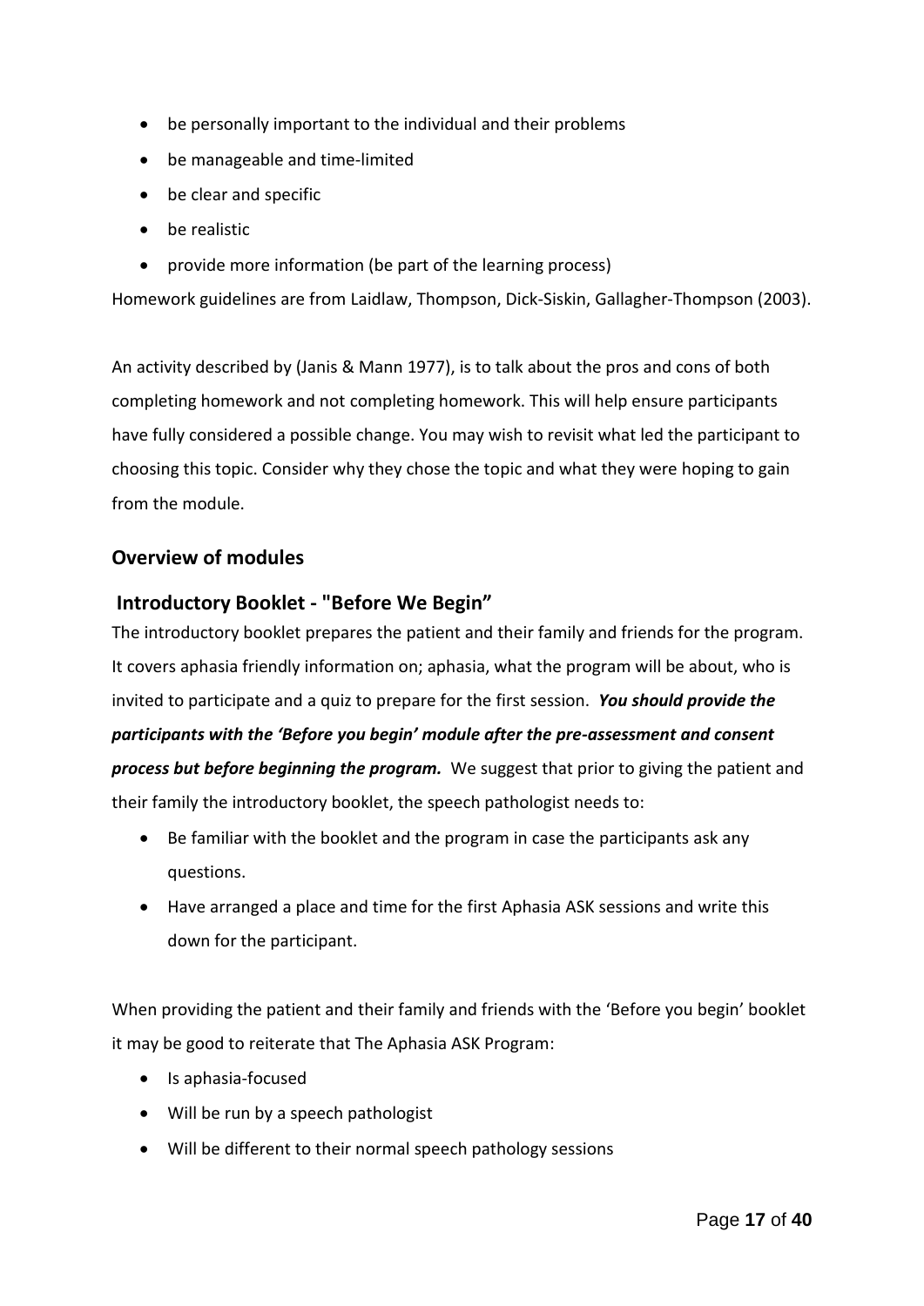- be personally important to the individual and their problems
- be manageable and time-limited
- be clear and specific
- be realistic
- provide more information (be part of the learning process)

Homework guidelines are from Laidlaw, Thompson, Dick-Siskin, Gallagher-Thompson (2003).

An activity described by (Janis & Mann 1977), is to talk about the pros and cons of both completing homework and not completing homework. This will help ensure participants have fully considered a possible change. You may wish to revisit what led the participant to choosing this topic. Consider why they chose the topic and what they were hoping to gain from the module.

## Overview of modules

### Introductory Booklet - "Before We Begin"

The introductory booklet prepares the patient and their family and friends for the program. It covers aphasia friendly information on; aphasia, what the program will be about, who is invited to participate and a quiz to prepare for the first session. ***You should provide the participants with the 'Before you begin' module after the pre-assessment and consent process but before beginning the program.*** We suggest that prior to giving the patient and their family the introductory booklet, the speech pathologist needs to:

- Be familiar with the booklet and the program in case the participants ask any questions.
- Have arranged a place and time for the first Aphasia ASK sessions and write this down for the participant.

When providing the patient and their family and friends with the 'Before you begin' booklet it may be good to reiterate that The Aphasia ASK Program:

- Is aphasia-focused
- Will be run by a speech pathologist
- Will be different to their normal speech pathology sessions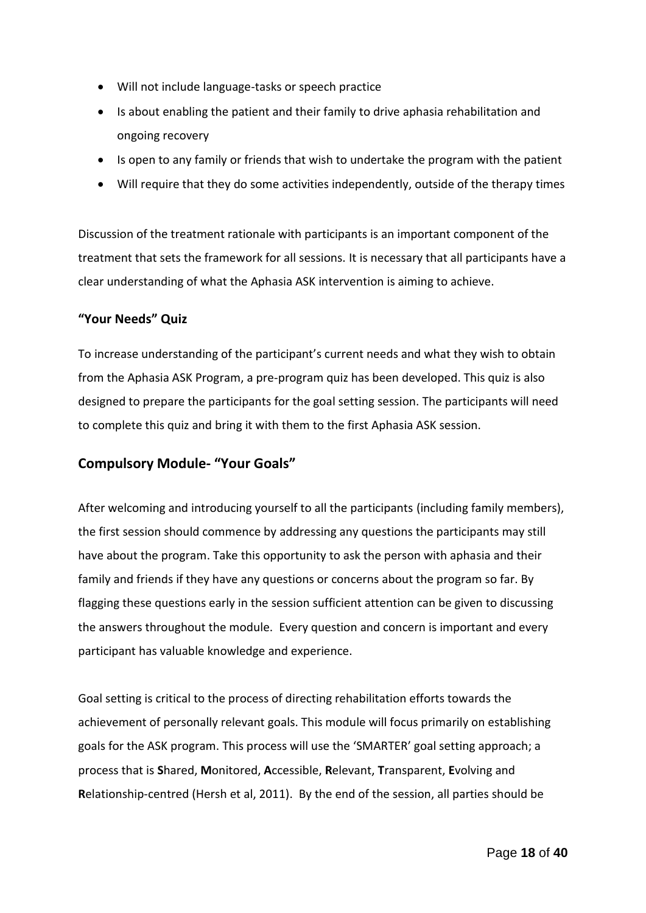- Will not include language-tasks or speech practice
- Is about enabling the patient and their family to drive aphasia rehabilitation and ongoing recovery
- Is open to any family or friends that wish to undertake the program with the patient
- Will require that they do some activities independently, outside of the therapy times

Discussion of the treatment rationale with participants is an important component of the treatment that sets the framework for all sessions. It is necessary that all participants have a clear understanding of what the Aphasia ASK intervention is aiming to achieve.

### "Your Needs" Quiz

To increase understanding of the participant's current needs and what they wish to obtain from the Aphasia ASK Program, a pre-program quiz has been developed. This quiz is also designed to prepare the participants for the goal setting session. The participants will need to complete this quiz and bring it with them to the first Aphasia ASK session.

## Compulsory Module- "Your Goals"

After welcoming and introducing yourself to all the participants (including family members), the first session should commence by addressing any questions the participants may still have about the program. Take this opportunity to ask the person with aphasia and their family and friends if they have any questions or concerns about the program so far. By flagging these questions early in the session sufficient attention can be given to discussing the answers throughout the module. Every question and concern is important and every participant has valuable knowledge and experience.

Goal setting is critical to the process of directing rehabilitation efforts towards the achievement of personally relevant goals. This module will focus primarily on establishing goals for the ASK program. This process will use the 'SMARTER' goal setting approach; a process that is **S**hared, **M**onitored, **A**ccessible, **R**elevant, **T**ransparent, **E**volving and **R**elationship-centred (Hersh et al, 2011). By the end of the session, all parties should be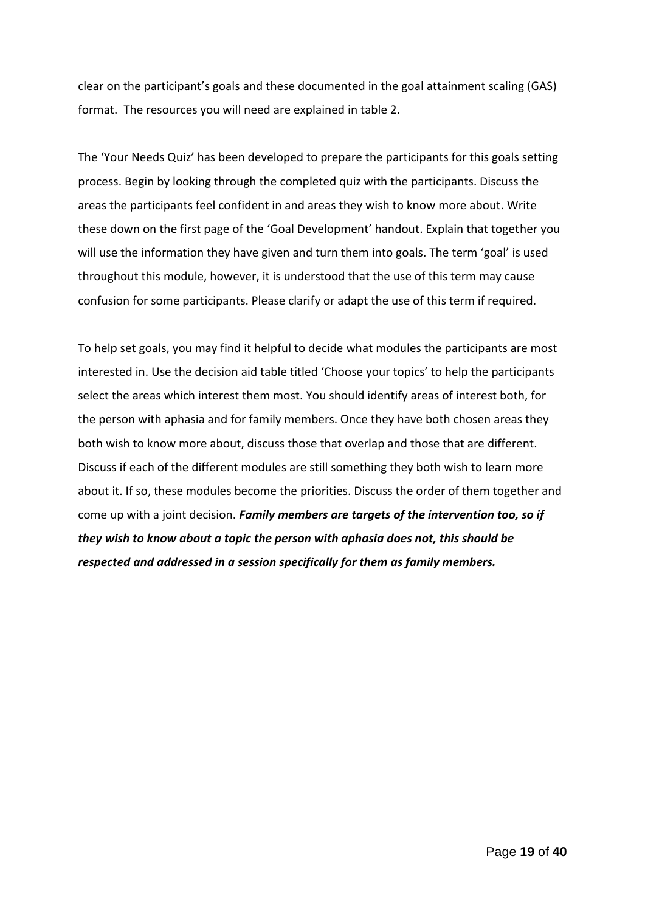clear on the participant's goals and these documented in the goal attainment scaling (GAS) format. The resources you will need are explained in table 2.

The 'Your Needs Quiz' has been developed to prepare the participants for this goals setting process. Begin by looking through the completed quiz with the participants. Discuss the areas the participants feel confident in and areas they wish to know more about. Write these down on the first page of the 'Goal Development' handout. Explain that together you will use the information they have given and turn them into goals. The term 'goal' is used throughout this module, however, it is understood that the use of this term may cause confusion for some participants. Please clarify or adapt the use of this term if required.

To help set goals, you may find it helpful to decide what modules the participants are most interested in. Use the decision aid table titled 'Choose your topics' to help the participants select the areas which interest them most. You should identify areas of interest both, for the person with aphasia and for family members. Once they have both chosen areas they both wish to know more about, discuss those that overlap and those that are different. Discuss if each of the different modules are still something they both wish to learn more about it. If so, these modules become the priorities. Discuss the order of them together and come up with a joint decision. ***Family members are targets of the intervention too, so if they wish to know about a topic the person with aphasia does not, this should be respected and addressed in a session specifically for them as family members.***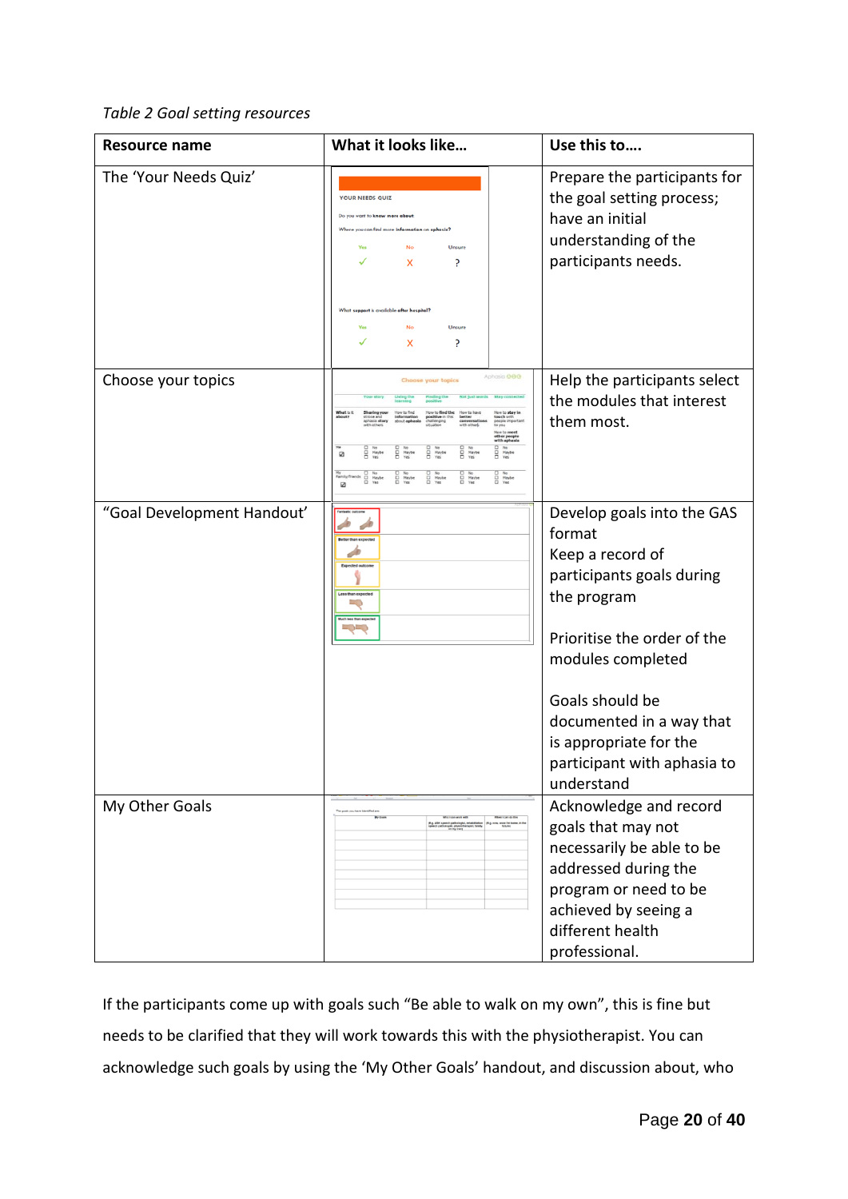*Table 2 Goal setting resources*

| Resource name | What it looks like… | Use this to…. |
| --- | --- | --- |
| The 'Your Needs Quiz' | | Prepare the participants for the goal setting process; have an initial understanding of the participants needs. |
| Choose your topics | | Help the participants select the modules that interest them most. |
| "Goal Development Handout' | | Develop goals into the GAS format<br>Keep a record of participants goals during the program<br><br>Prioritise the order of the modules completed<br><br>Goals should be documented in a way that is appropriate for the participant with aphasia to understand |
| My Other Goals | | Acknowledge and record goals that may not necessarily be able to be addressed during the program or need to be achieved by seeing a different health professional. |

If the participants come up with goals such "Be able to walk on my own", this is fine but needs to be clarified that they will work towards this with the physiotherapist. You can acknowledge such goals by using the 'My Other Goals' handout, and discussion about, who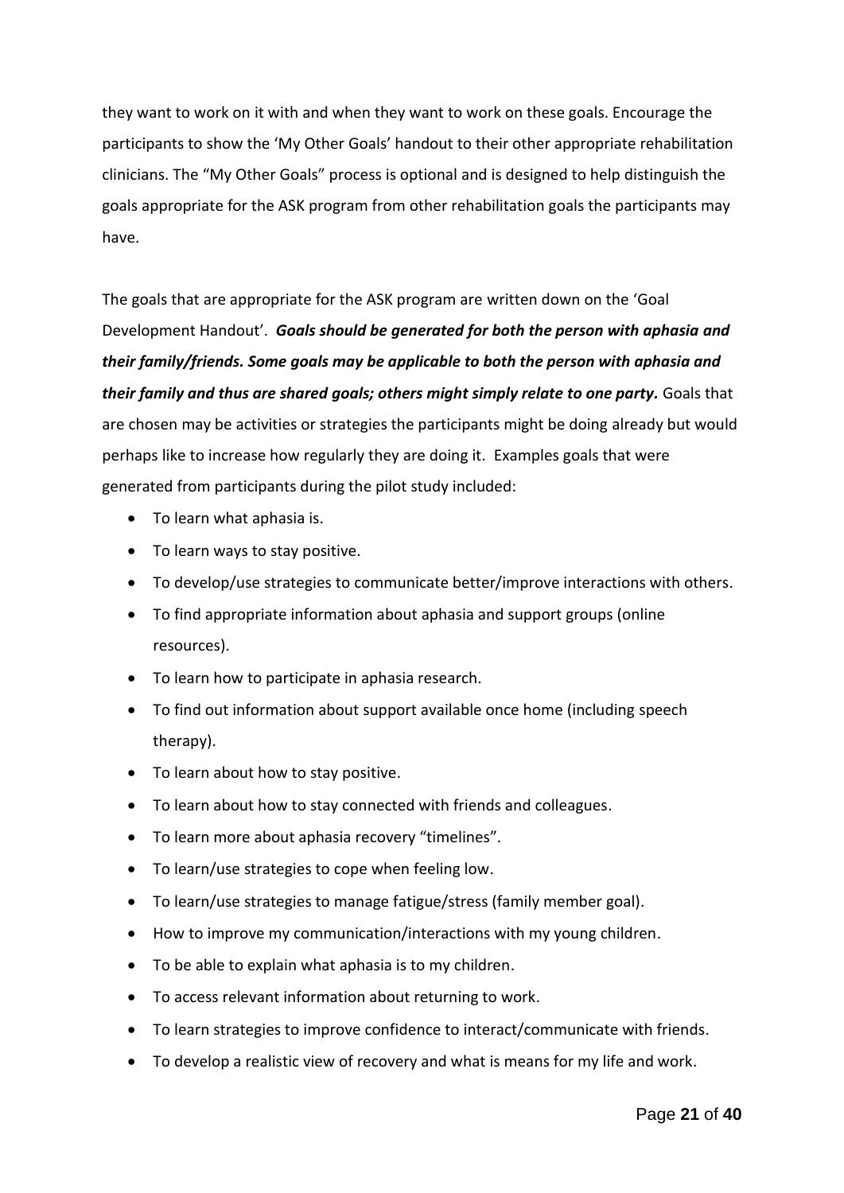they want to work on it with and when they want to work on these goals. Encourage the participants to show the 'My Other Goals' handout to their other appropriate rehabilitation clinicians. The "My Other Goals" process is optional and is designed to help distinguish the goals appropriate for the ASK program from other rehabilitation goals the participants may have.

The goals that are appropriate for the ASK program are written down on the 'Goal Development Handout'. ***Goals should be generated for both the person with aphasia and their family/friends. Some goals may be applicable to both the person with aphasia and their family and thus are shared goals; others might simply relate to one party.*** Goals that are chosen may be activities or strategies the participants might be doing already but would perhaps like to increase how regularly they are doing it. Examples goals that were generated from participants during the pilot study included:

- To learn what aphasia is.
- To learn ways to stay positive.
- To develop/use strategies to communicate better/improve interactions with others.
- To find appropriate information about aphasia and support groups (online resources).
- To learn how to participate in aphasia research.
- To find out information about support available once home (including speech therapy).
- To learn about how to stay positive.
- To learn about how to stay connected with friends and colleagues.
- To learn more about aphasia recovery "timelines".
- To learn/use strategies to cope when feeling low.
- To learn/use strategies to manage fatigue/stress (family member goal).
- How to improve my communication/interactions with my young children.
- To be able to explain what aphasia is to my children.
- To access relevant information about returning to work.
- To learn strategies to improve confidence to interact/communicate with friends.
- To develop a realistic view of recovery and what is means for my life and work.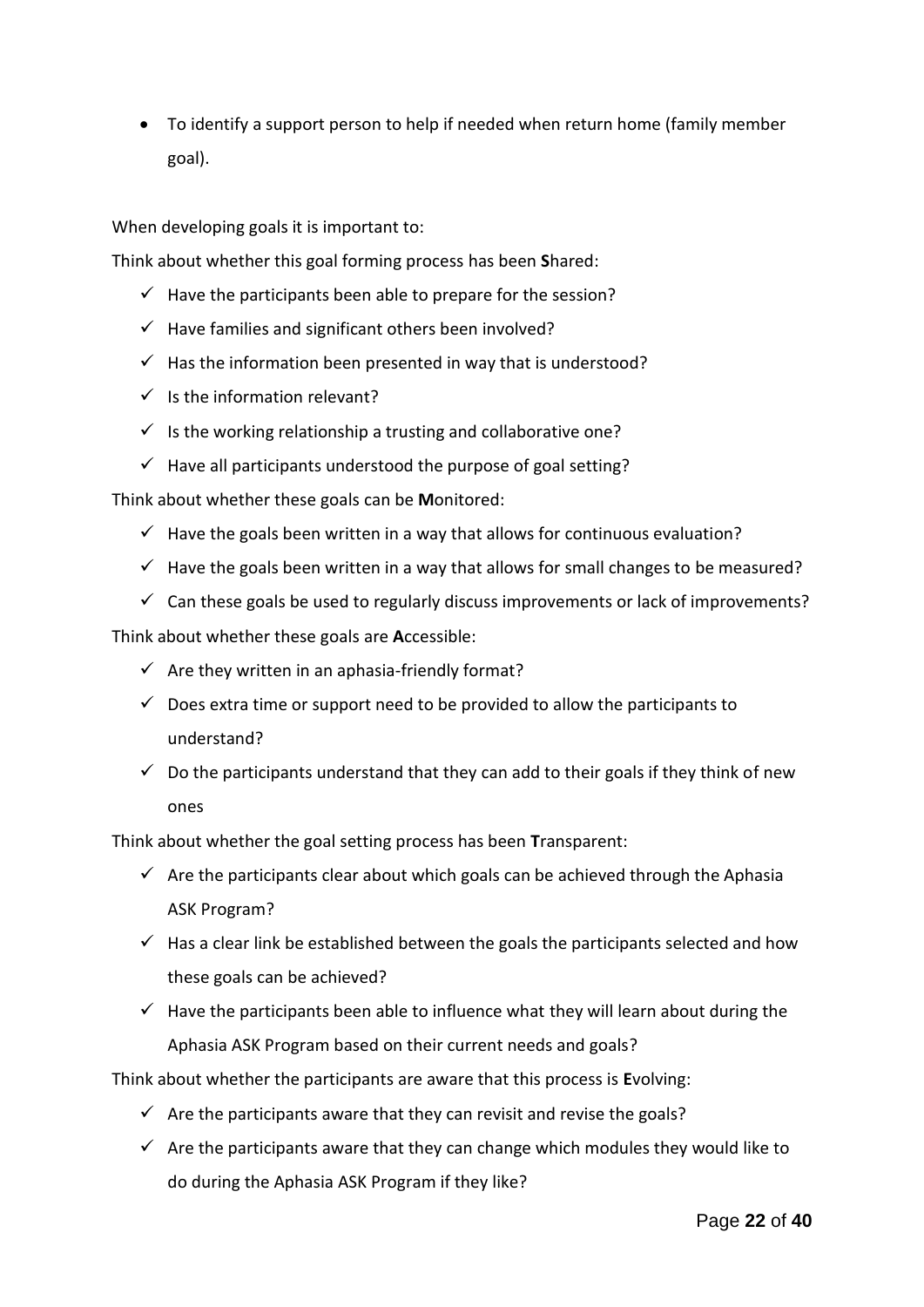- To identify a support person to help if needed when return home (family member goal).

When developing goals it is important to:

Think about whether this goal forming process has been **S**hared:

- ✓ Have the participants been able to prepare for the session?
- ✓ Have families and significant others been involved?
- ✓ Has the information been presented in way that is understood?
- ✓ Is the information relevant?
- ✓ Is the working relationship a trusting and collaborative one?
- ✓ Have all participants understood the purpose of goal setting?

Think about whether these goals can be **M**onitored:

- ✓ Have the goals been written in a way that allows for continuous evaluation?
- ✓ Have the goals been written in a way that allows for small changes to be measured?
- ✓ Can these goals be used to regularly discuss improvements or lack of improvements?

Think about whether these goals are **A**ccessible:

- ✓ Are they written in an aphasia-friendly format?
- ✓ Does extra time or support need to be provided to allow the participants to understand?
- ✓ Do the participants understand that they can add to their goals if they think of new ones

Think about whether the goal setting process has been **T**ransparent:

- ✓ Are the participants clear about which goals can be achieved through the Aphasia ASK Program?
- ✓ Has a clear link be established between the goals the participants selected and how these goals can be achieved?
- ✓ Have the participants been able to influence what they will learn about during the Aphasia ASK Program based on their current needs and goals?

Think about whether the participants are aware that this process is **E**volving:

- ✓ Are the participants aware that they can revisit and revise the goals?
- ✓ Are the participants aware that they can change which modules they would like to do during the Aphasia ASK Program if they like?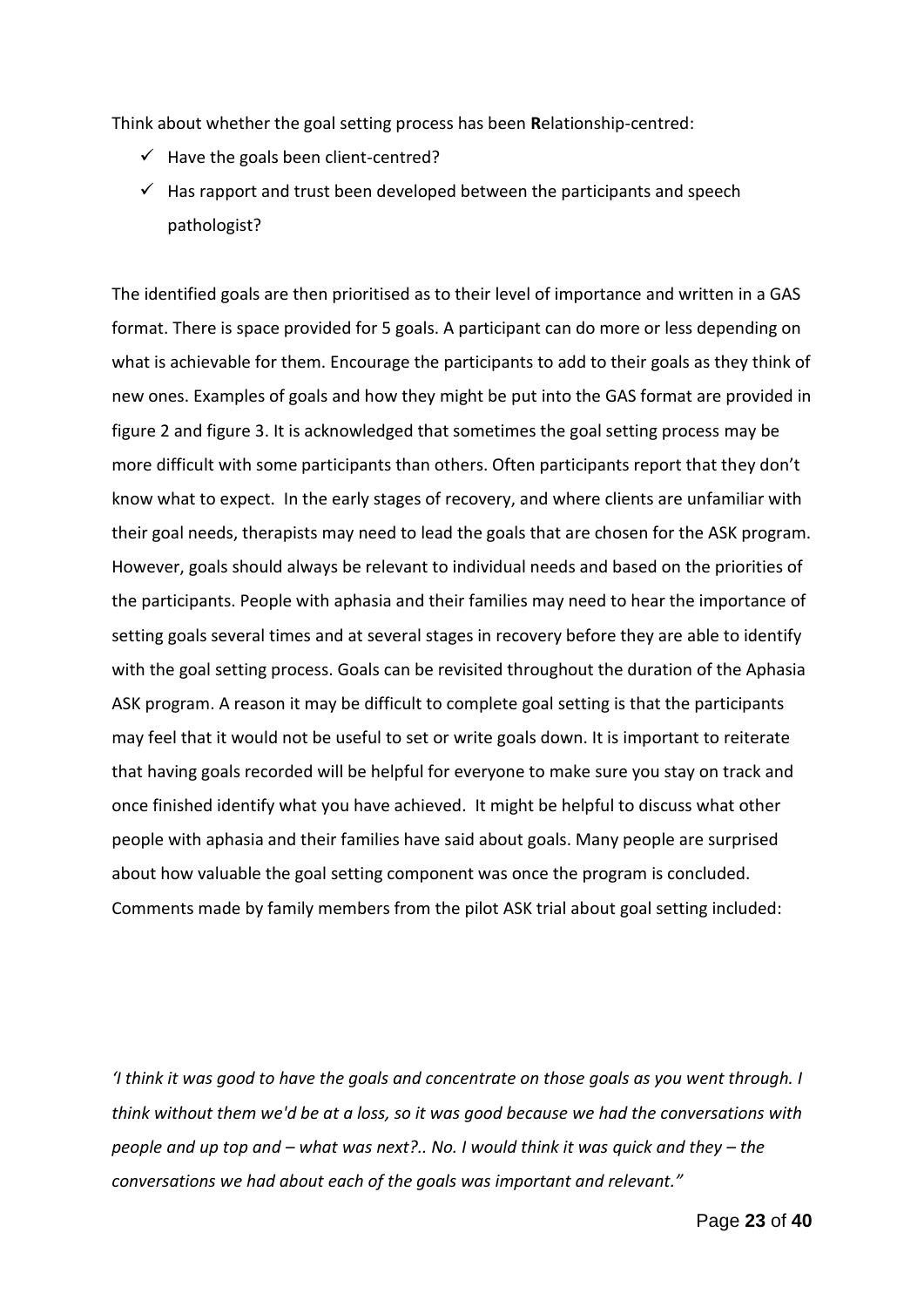Think about whether the goal setting process has been **R**elationship-centred:

- ✓ Have the goals been client-centred?
- ✓ Has rapport and trust been developed between the participants and speech pathologist?

The identified goals are then prioritised as to their level of importance and written in a GAS format. There is space provided for 5 goals. A participant can do more or less depending on what is achievable for them. Encourage the participants to add to their goals as they think of new ones. Examples of goals and how they might be put into the GAS format are provided in figure 2 and figure 3. It is acknowledged that sometimes the goal setting process may be more difficult with some participants than others. Often participants report that they don't know what to expect. In the early stages of recovery, and where clients are unfamiliar with their goal needs, therapists may need to lead the goals that are chosen for the ASK program. However, goals should always be relevant to individual needs and based on the priorities of the participants. People with aphasia and their families may need to hear the importance of setting goals several times and at several stages in recovery before they are able to identify with the goal setting process. Goals can be revisited throughout the duration of the Aphasia ASK program. A reason it may be difficult to complete goal setting is that the participants may feel that it would not be useful to set or write goals down. It is important to reiterate that having goals recorded will be helpful for everyone to make sure you stay on track and once finished identify what you have achieved. It might be helpful to discuss what other people with aphasia and their families have said about goals. Many people are surprised about how valuable the goal setting component was once the program is concluded. Comments made by family members from the pilot ASK trial about goal setting included:

*'I think it was good to have the goals and concentrate on those goals as you went through. I think without them we'd be at a loss, so it was good because we had the conversations with people and up top and – what was next?.. No. I would think it was quick and they – the conversations we had about each of the goals was important and relevant."*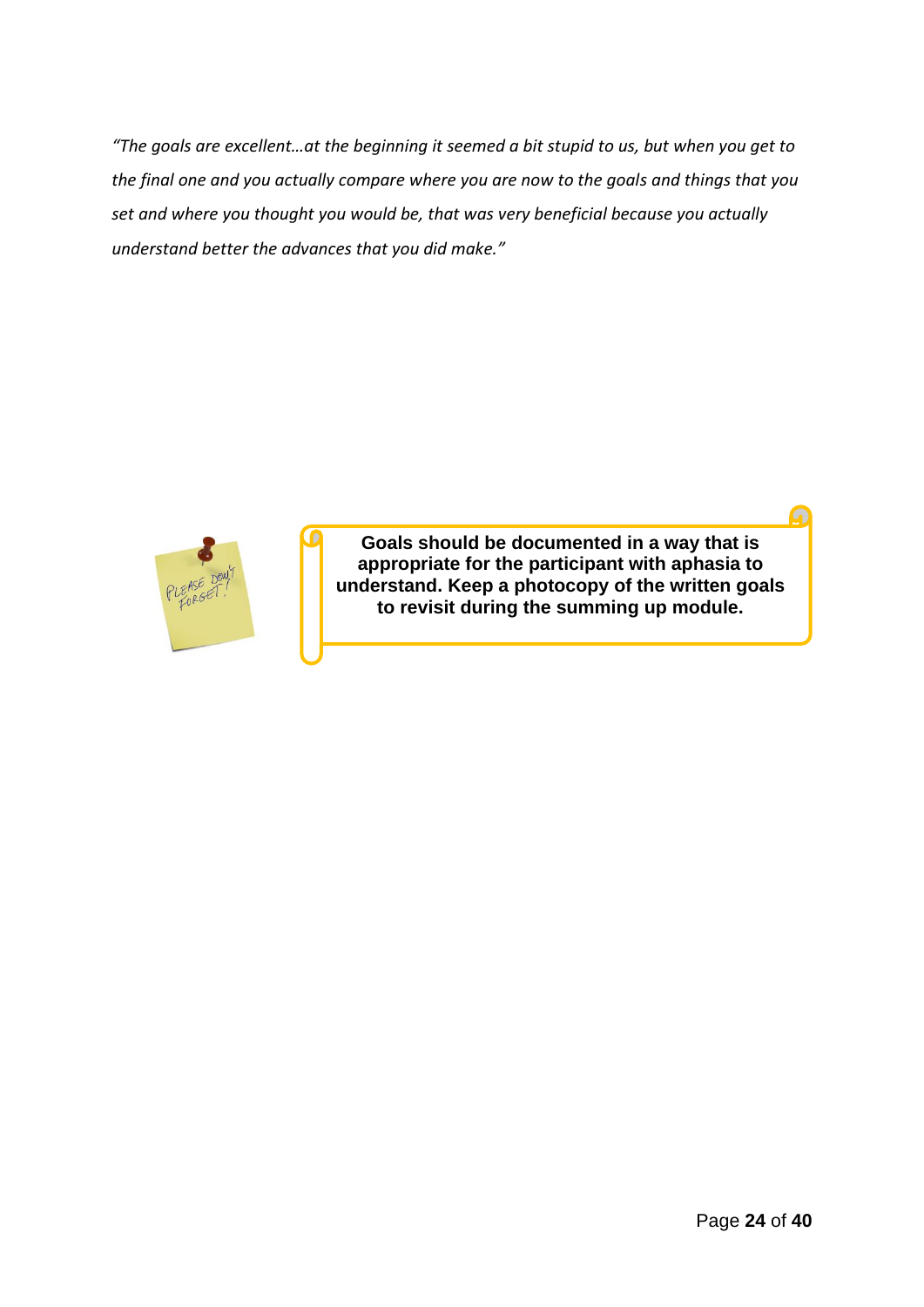*"The goals are excellent…at the beginning it seemed a bit stupid to us, but when you get to the final one and you actually compare where you are now to the goals and things that you set and where you thought you would be, that was very beneficial because you actually understand better the advances that you did make."*

**Goals should be documented in a way that is appropriate for the participant with aphasia to understand. Keep a photocopy of the written goals to revisit during the summing up module.**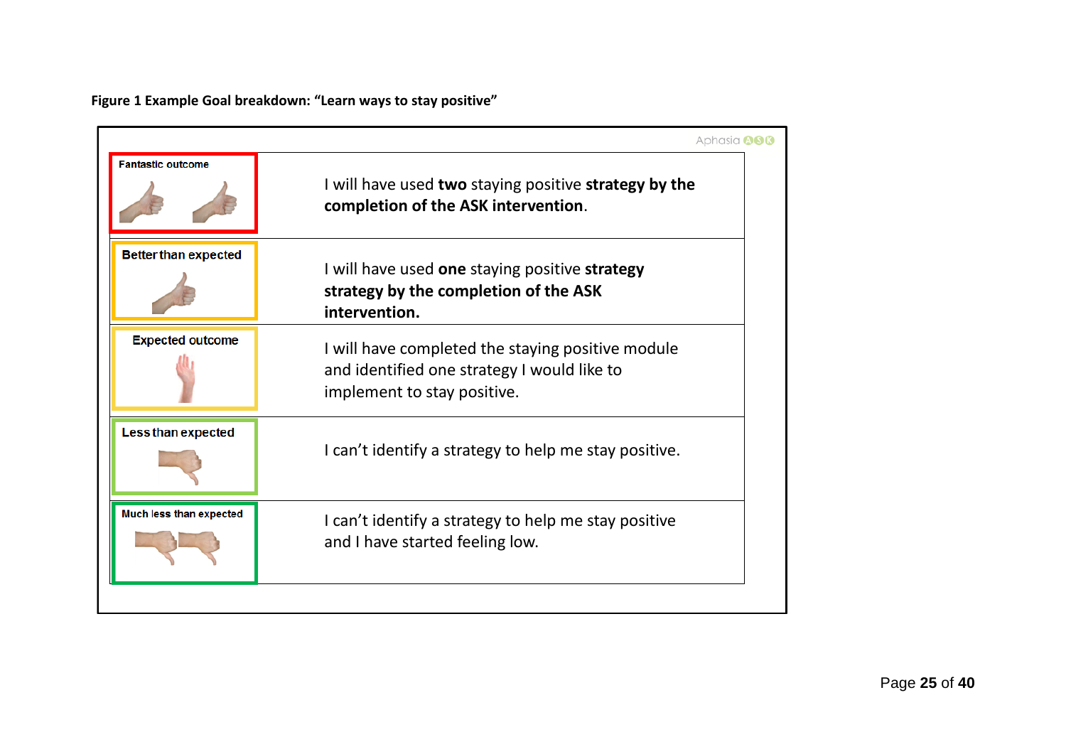**Figure 1 Example Goal breakdown: "Learn ways to stay positive"**

Aphasia ASK

| Outcome | Description |
|---|---|
| Fantastic outcome | I will have used **two** staying positive **strategy by the completion of the ASK intervention**. |
| Better than expected | I will have used **one** staying positive **strategy strategy by the completion of the ASK intervention.** |
| Expected outcome | I will have completed the staying positive module and identified one strategy I would like to implement to stay positive. |
| Less than expected | I can't identify a strategy to help me stay positive. |
| Much less than expected | I can't identify a strategy to help me stay positive and I have started feeling low. |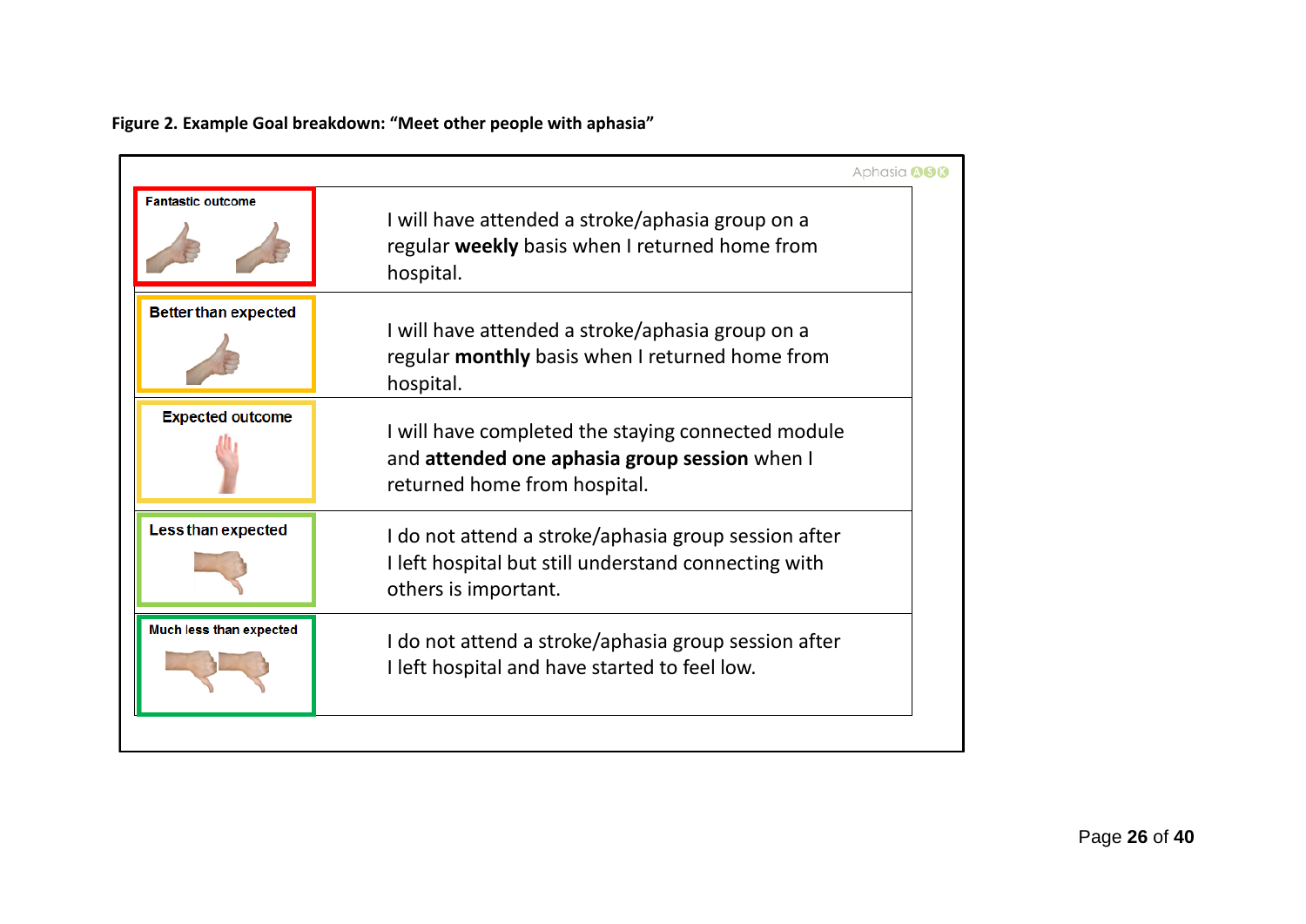**Figure 2. Example Goal breakdown: "Meet other people with aphasia"**

Aphasia ASK

| Outcome | Description |
| --- | --- |
| Fantastic outcome | I will have attended a stroke/aphasia group on a regular **weekly** basis when I returned home from hospital. |
| Better than expected | I will have attended a stroke/aphasia group on a regular **monthly** basis when I returned home from hospital. |
| Expected outcome | I will have completed the staying connected module and **attended one aphasia group session** when I returned home from hospital. |
| Less than expected | I do not attend a stroke/aphasia group session after I left hospital but still understand connecting with others is important. |
| Much less than expected | I do not attend a stroke/aphasia group session after I left hospital and have started to feel low. |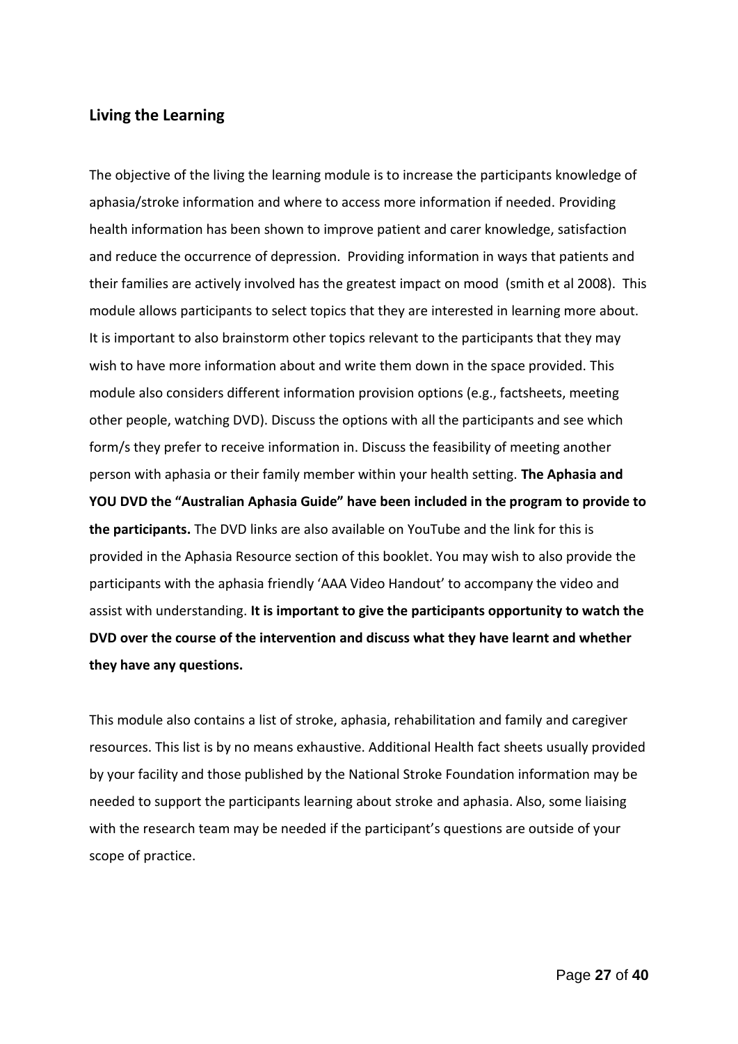## Living the Learning

The objective of the living the learning module is to increase the participants knowledge of aphasia/stroke information and where to access more information if needed. Providing health information has been shown to improve patient and carer knowledge, satisfaction and reduce the occurrence of depression. Providing information in ways that patients and their families are actively involved has the greatest impact on mood (smith et al 2008). This module allows participants to select topics that they are interested in learning more about. It is important to also brainstorm other topics relevant to the participants that they may wish to have more information about and write them down in the space provided. This module also considers different information provision options (e.g., factsheets, meeting other people, watching DVD). Discuss the options with all the participants and see which form/s they prefer to receive information in. Discuss the feasibility of meeting another person with aphasia or their family member within your health setting. **The Aphasia and YOU DVD the "Australian Aphasia Guide" have been included in the program to provide to the participants.** The DVD links are also available on YouTube and the link for this is provided in the Aphasia Resource section of this booklet. You may wish to also provide the participants with the aphasia friendly 'AAA Video Handout' to accompany the video and assist with understanding. **It is important to give the participants opportunity to watch the DVD over the course of the intervention and discuss what they have learnt and whether they have any questions.**

This module also contains a list of stroke, aphasia, rehabilitation and family and caregiver resources. This list is by no means exhaustive. Additional Health fact sheets usually provided by your facility and those published by the National Stroke Foundation information may be needed to support the participants learning about stroke and aphasia. Also, some liaising with the research team may be needed if the participant's questions are outside of your scope of practice.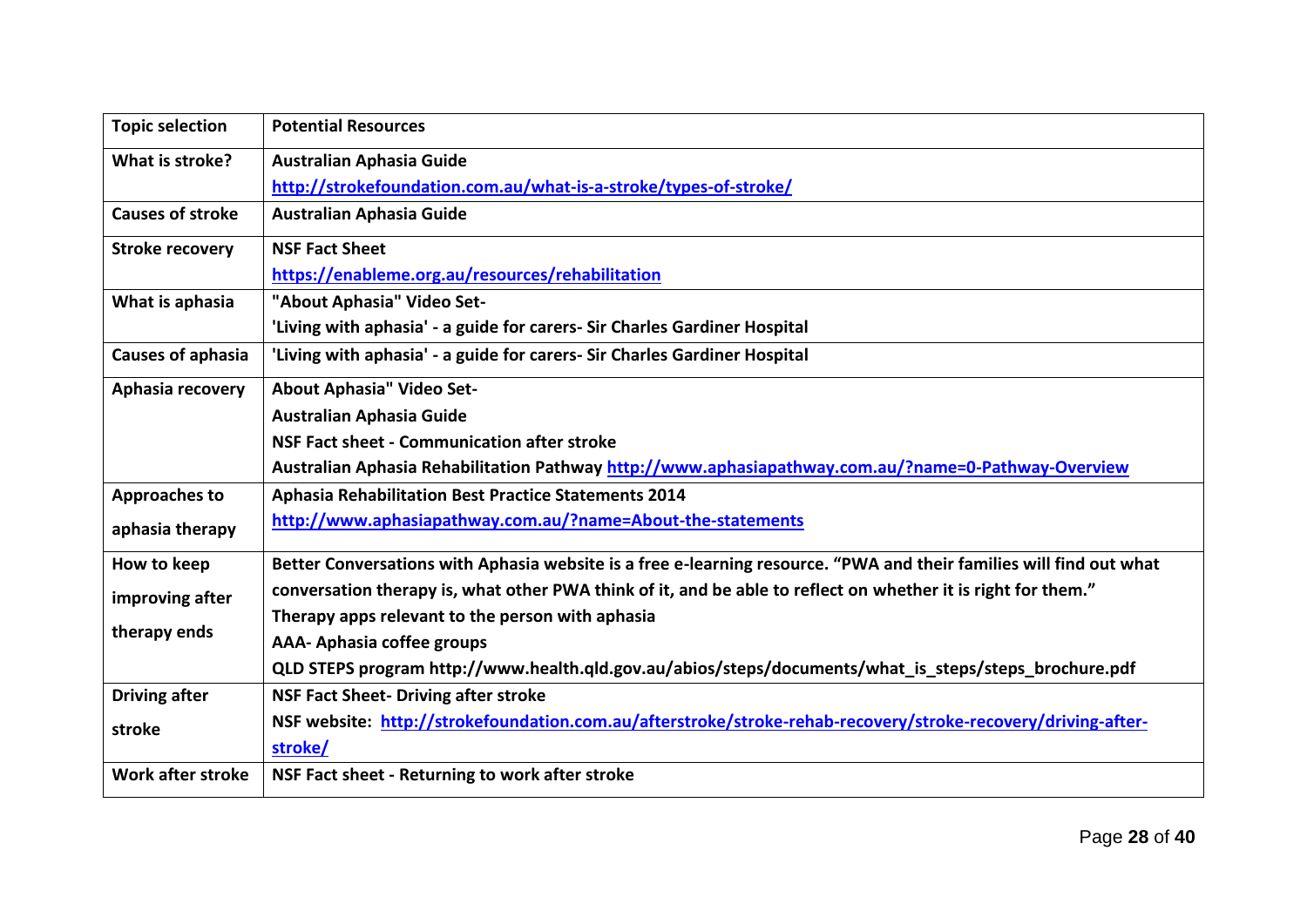| Topic selection | Potential Resources |
|---|---|
| What is stroke? | Australian Aphasia Guide<br>http://strokefoundation.com.au/what-is-a-stroke/types-of-stroke/ |
| Causes of stroke | Australian Aphasia Guide |
| Stroke recovery | NSF Fact Sheet<br>https://enableme.org.au/resources/rehabilitation |
| What is aphasia | "About Aphasia" Video Set-<br>'Living with aphasia' - a guide for carers- Sir Charles Gardiner Hospital |
| Causes of aphasia | 'Living with aphasia' - a guide for carers- Sir Charles Gardiner Hospital |
| Aphasia recovery | About Aphasia" Video Set-<br>Australian Aphasia Guide<br>NSF Fact sheet - Communication after stroke<br>Australian Aphasia Rehabilitation Pathway http://www.aphasiapathway.com.au/?name=0-Pathway-Overview |
| Approaches to aphasia therapy | Aphasia Rehabilitation Best Practice Statements 2014<br>http://www.aphasiapathway.com.au/?name=About-the-statements |
| How to keep improving after therapy ends | Better Conversations with Aphasia website is a free e-learning resource. "PWA and their families will find out what conversation therapy is, what other PWA think of it, and be able to reflect on whether it is right for them."<br>Therapy apps relevant to the person with aphasia<br>AAA- Aphasia coffee groups<br>QLD STEPS program http://www.health.qld.gov.au/abios/steps/documents/what_is_steps/steps_brochure.pdf |
| Driving after stroke | NSF Fact Sheet- Driving after stroke<br>NSF website: http://strokefoundation.com.au/afterstroke/stroke-rehab-recovery/stroke-recovery/driving-after-stroke/ |
| Work after stroke | NSF Fact sheet - Returning to work after stroke |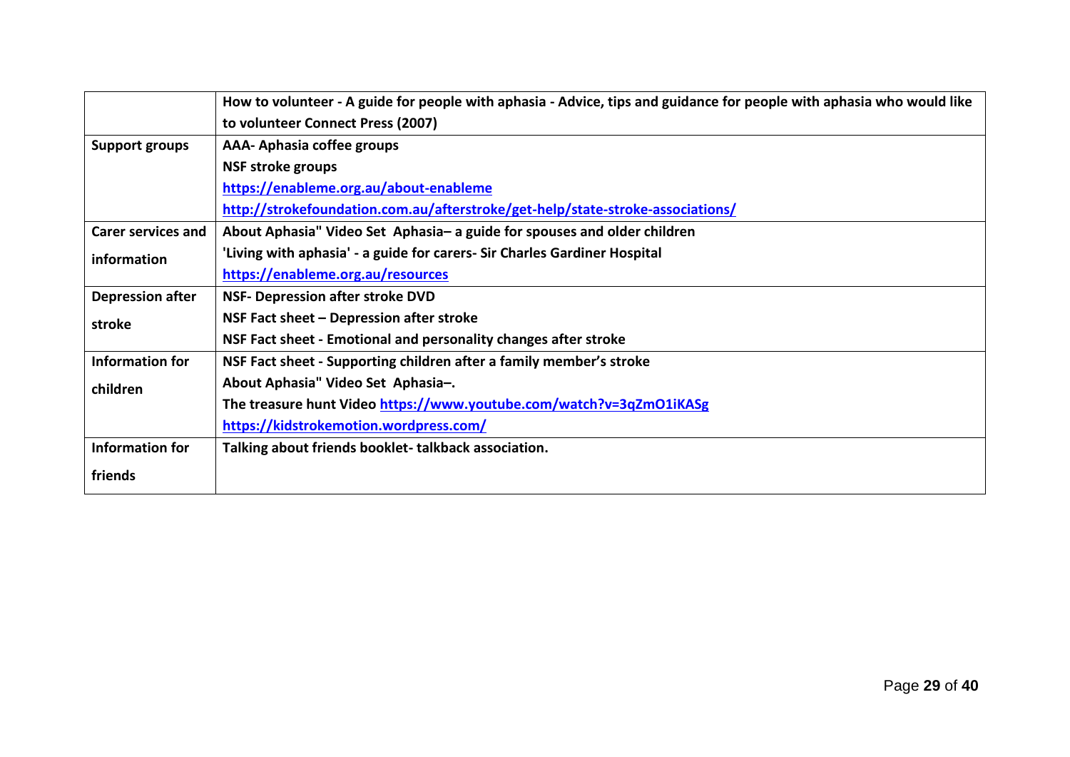| | |
|---|---|
| | **How to volunteer - A guide for people with aphasia - Advice, tips and guidance for people with aphasia who would like to volunteer Connect Press (2007)** |
| **Support groups** | **AAA- Aphasia coffee groups**<br>**NSF stroke groups**<br>**https://enableme.org.au/about-enableme**<br>**http://strokefoundation.com.au/afterstroke/get-help/state-stroke-associations/** |
| **Carer services and information** | **About Aphasia" Video Set Aphasia– a guide for spouses and older children**<br>**'Living with aphasia' - a guide for carers- Sir Charles Gardiner Hospital**<br>**https://enableme.org.au/resources** |
| **Depression after stroke** | **NSF- Depression after stroke DVD**<br>**NSF Fact sheet – Depression after stroke**<br>**NSF Fact sheet - Emotional and personality changes after stroke** |
| **Information for children** | **NSF Fact sheet - Supporting children after a family member's stroke**<br>**About Aphasia" Video Set Aphasia–.**<br>**The treasure hunt Video https://www.youtube.com/watch?v=3qZmO1iKASg**<br>**https://kidstrokemotion.wordpress.com/** |
| **Information for friends** | **Talking about friends booklet- talkback association.** |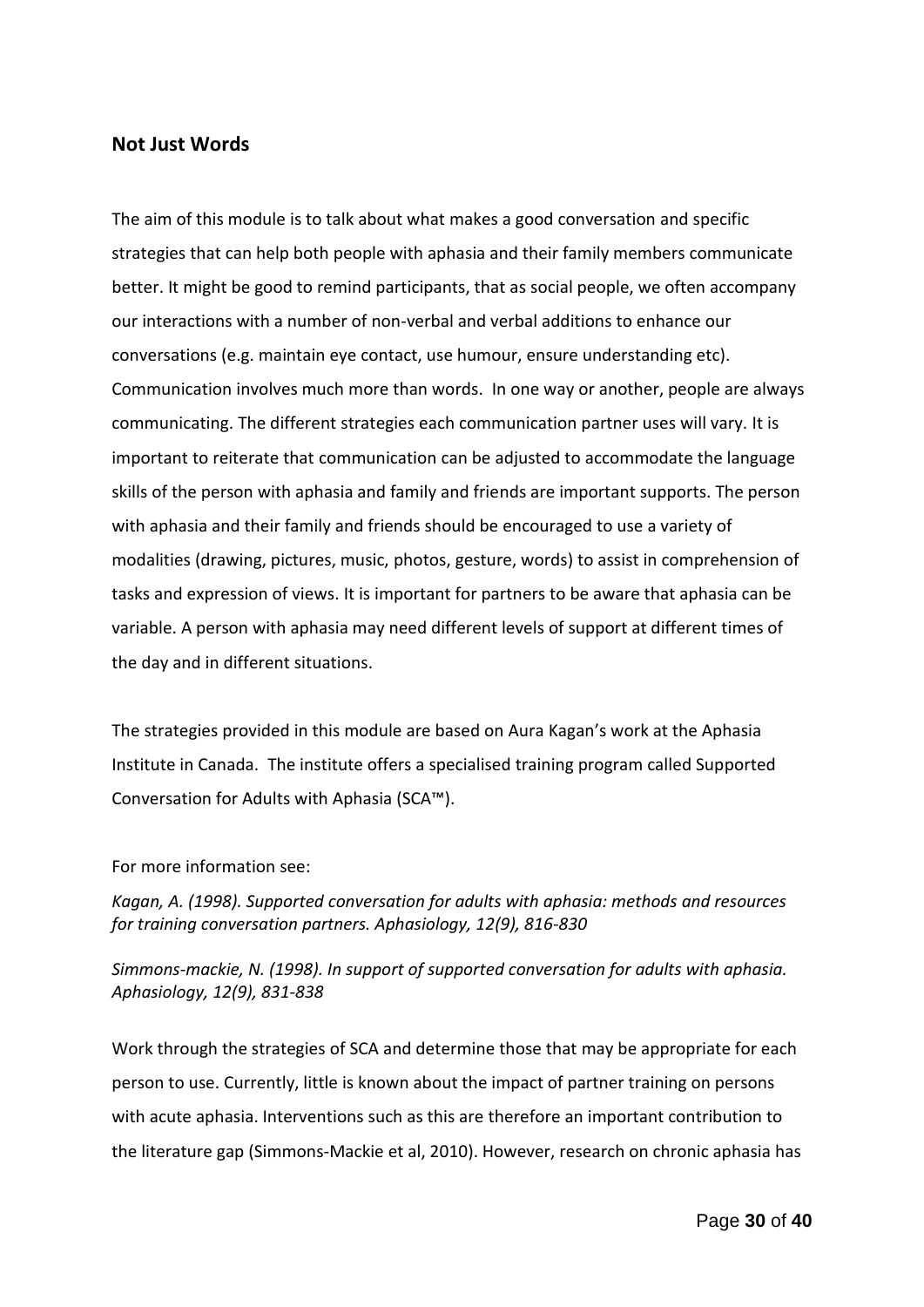## Not Just Words

The aim of this module is to talk about what makes a good conversation and specific strategies that can help both people with aphasia and their family members communicate better. It might be good to remind participants, that as social people, we often accompany our interactions with a number of non-verbal and verbal additions to enhance our conversations (e.g. maintain eye contact, use humour, ensure understanding etc). Communication involves much more than words. In one way or another, people are always communicating. The different strategies each communication partner uses will vary. It is important to reiterate that communication can be adjusted to accommodate the language skills of the person with aphasia and family and friends are important supports. The person with aphasia and their family and friends should be encouraged to use a variety of modalities (drawing, pictures, music, photos, gesture, words) to assist in comprehension of tasks and expression of views. It is important for partners to be aware that aphasia can be variable. A person with aphasia may need different levels of support at different times of the day and in different situations.

The strategies provided in this module are based on Aura Kagan's work at the Aphasia Institute in Canada. The institute offers a specialised training program called Supported Conversation for Adults with Aphasia (SCA™).

For more information see:

*Kagan, A. (1998). Supported conversation for adults with aphasia: methods and resources for training conversation partners. Aphasiology, 12(9), 816-830*

*Simmons-mackie, N. (1998). In support of supported conversation for adults with aphasia. Aphasiology, 12(9), 831-838*

Work through the strategies of SCA and determine those that may be appropriate for each person to use. Currently, little is known about the impact of partner training on persons with acute aphasia. Interventions such as this are therefore an important contribution to the literature gap (Simmons-Mackie et al, 2010). However, research on chronic aphasia has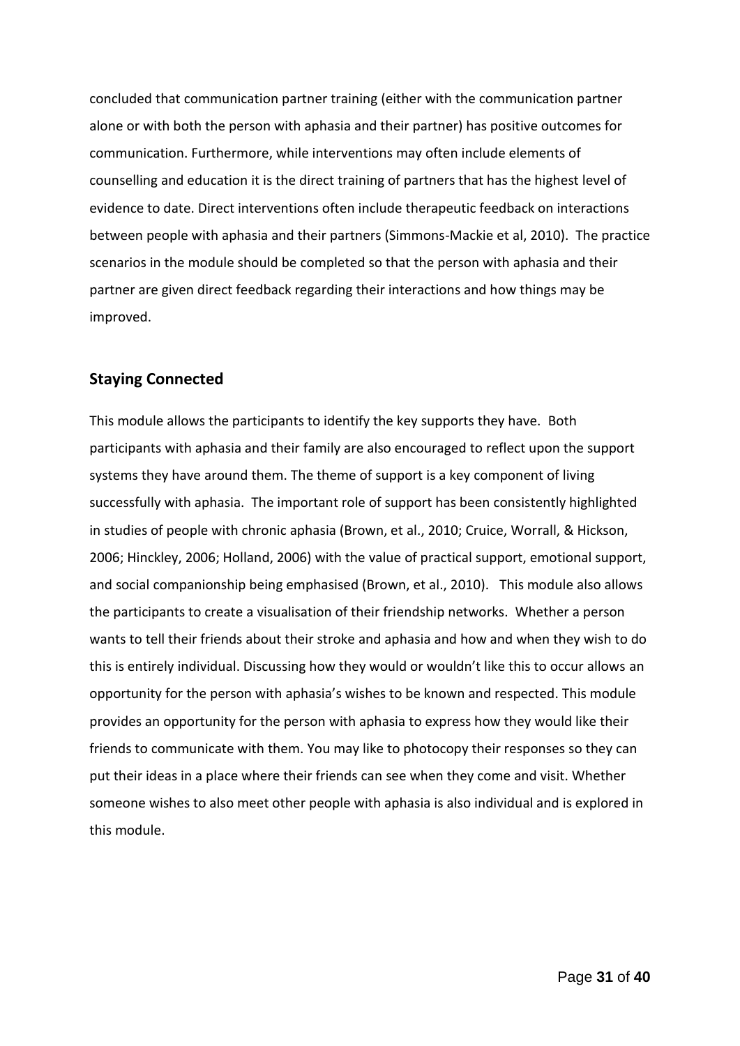concluded that communication partner training (either with the communication partner alone or with both the person with aphasia and their partner) has positive outcomes for communication. Furthermore, while interventions may often include elements of counselling and education it is the direct training of partners that has the highest level of evidence to date. Direct interventions often include therapeutic feedback on interactions between people with aphasia and their partners (Simmons-Mackie et al, 2010). The practice scenarios in the module should be completed so that the person with aphasia and their partner are given direct feedback regarding their interactions and how things may be improved.

## Staying Connected

This module allows the participants to identify the key supports they have. Both participants with aphasia and their family are also encouraged to reflect upon the support systems they have around them. The theme of support is a key component of living successfully with aphasia. The important role of support has been consistently highlighted in studies of people with chronic aphasia (Brown, et al., 2010; Cruice, Worrall, & Hickson, 2006; Hinckley, 2006; Holland, 2006) with the value of practical support, emotional support, and social companionship being emphasised (Brown, et al., 2010). This module also allows the participants to create a visualisation of their friendship networks. Whether a person wants to tell their friends about their stroke and aphasia and how and when they wish to do this is entirely individual. Discussing how they would or wouldn't like this to occur allows an opportunity for the person with aphasia's wishes to be known and respected. This module provides an opportunity for the person with aphasia to express how they would like their friends to communicate with them. You may like to photocopy their responses so they can put their ideas in a place where their friends can see when they come and visit. Whether someone wishes to also meet other people with aphasia is also individual and is explored in this module.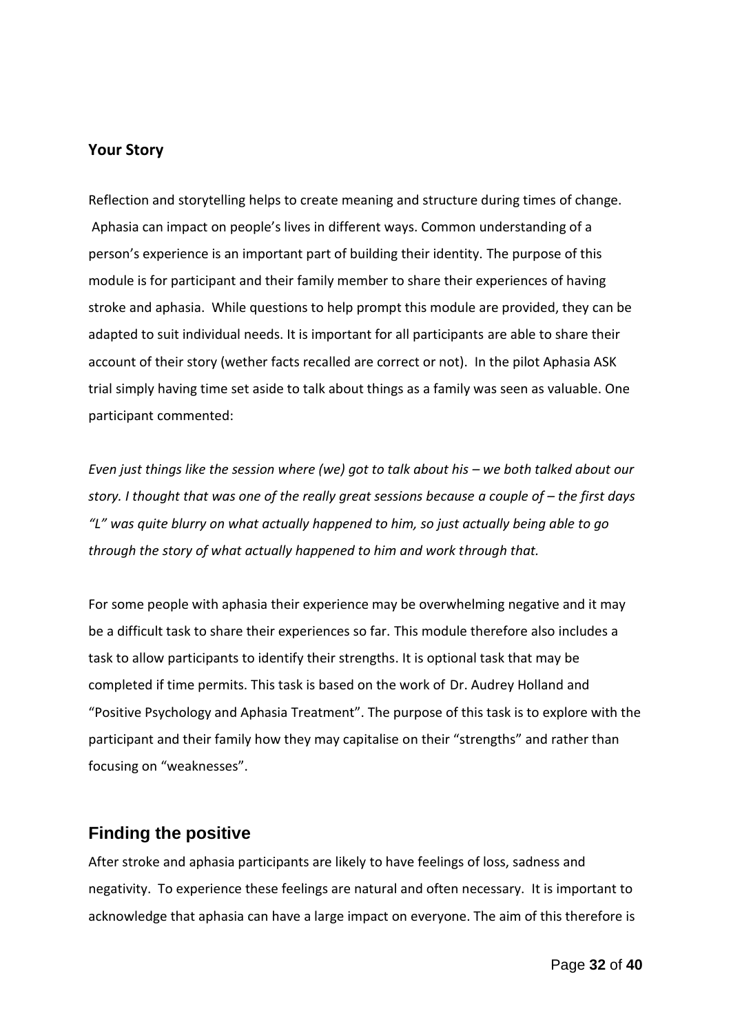## Your Story

Reflection and storytelling helps to create meaning and structure during times of change. Aphasia can impact on people's lives in different ways. Common understanding of a person's experience is an important part of building their identity. The purpose of this module is for participant and their family member to share their experiences of having stroke and aphasia. While questions to help prompt this module are provided, they can be adapted to suit individual needs. It is important for all participants are able to share their account of their story (wether facts recalled are correct or not). In the pilot Aphasia ASK trial simply having time set aside to talk about things as a family was seen as valuable. One participant commented:

*Even just things like the session where (we) got to talk about his – we both talked about our story. I thought that was one of the really great sessions because a couple of – the first days "L" was quite blurry on what actually happened to him, so just actually being able to go through the story of what actually happened to him and work through that.*

For some people with aphasia their experience may be overwhelming negative and it may be a difficult task to share their experiences so far. This module therefore also includes a task to allow participants to identify their strengths. It is optional task that may be completed if time permits. This task is based on the work of Dr. Audrey Holland and "Positive Psychology and Aphasia Treatment". The purpose of this task is to explore with the participant and their family how they may capitalise on their "strengths" and rather than focusing on "weaknesses".

## Finding the positive

After stroke and aphasia participants are likely to have feelings of loss, sadness and negativity. To experience these feelings are natural and often necessary. It is important to acknowledge that aphasia can have a large impact on everyone. The aim of this therefore is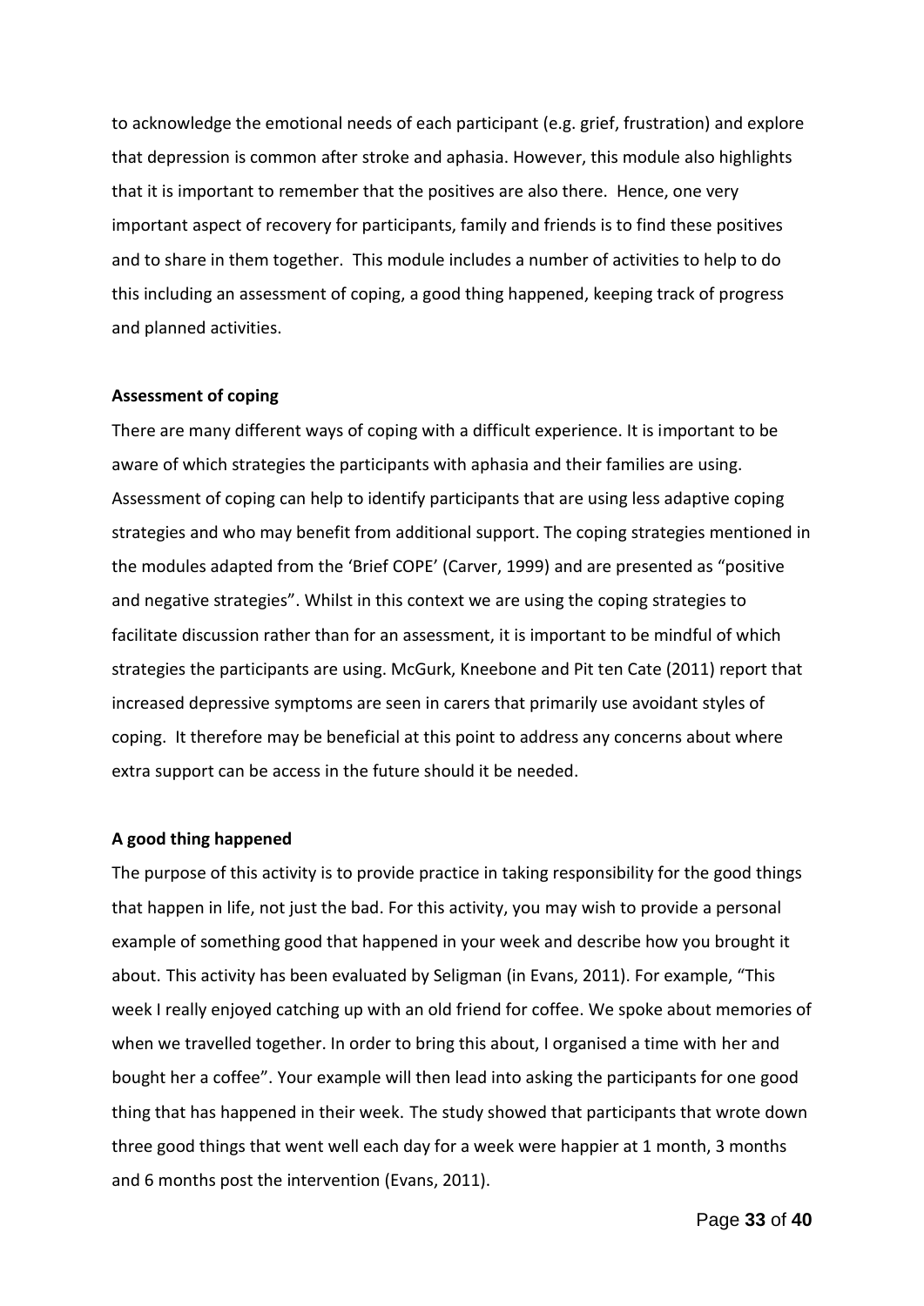to acknowledge the emotional needs of each participant (e.g. grief, frustration) and explore that depression is common after stroke and aphasia. However, this module also highlights that it is important to remember that the positives are also there. Hence, one very important aspect of recovery for participants, family and friends is to find these positives and to share in them together. This module includes a number of activities to help to do this including an assessment of coping, a good thing happened, keeping track of progress and planned activities.

**Assessment of coping**

There are many different ways of coping with a difficult experience. It is important to be aware of which strategies the participants with aphasia and their families are using. Assessment of coping can help to identify participants that are using less adaptive coping strategies and who may benefit from additional support. The coping strategies mentioned in the modules adapted from the 'Brief COPE' (Carver, 1999) and are presented as "positive and negative strategies". Whilst in this context we are using the coping strategies to facilitate discussion rather than for an assessment, it is important to be mindful of which strategies the participants are using. McGurk, Kneebone and Pit ten Cate (2011) report that increased depressive symptoms are seen in carers that primarily use avoidant styles of coping. It therefore may be beneficial at this point to address any concerns about where extra support can be access in the future should it be needed.

**A good thing happened**

The purpose of this activity is to provide practice in taking responsibility for the good things that happen in life, not just the bad. For this activity, you may wish to provide a personal example of something good that happened in your week and describe how you brought it about. This activity has been evaluated by Seligman (in Evans, 2011). For example, "This week I really enjoyed catching up with an old friend for coffee. We spoke about memories of when we travelled together. In order to bring this about, I organised a time with her and bought her a coffee". Your example will then lead into asking the participants for one good thing that has happened in their week. The study showed that participants that wrote down three good things that went well each day for a week were happier at 1 month, 3 months and 6 months post the intervention (Evans, 2011).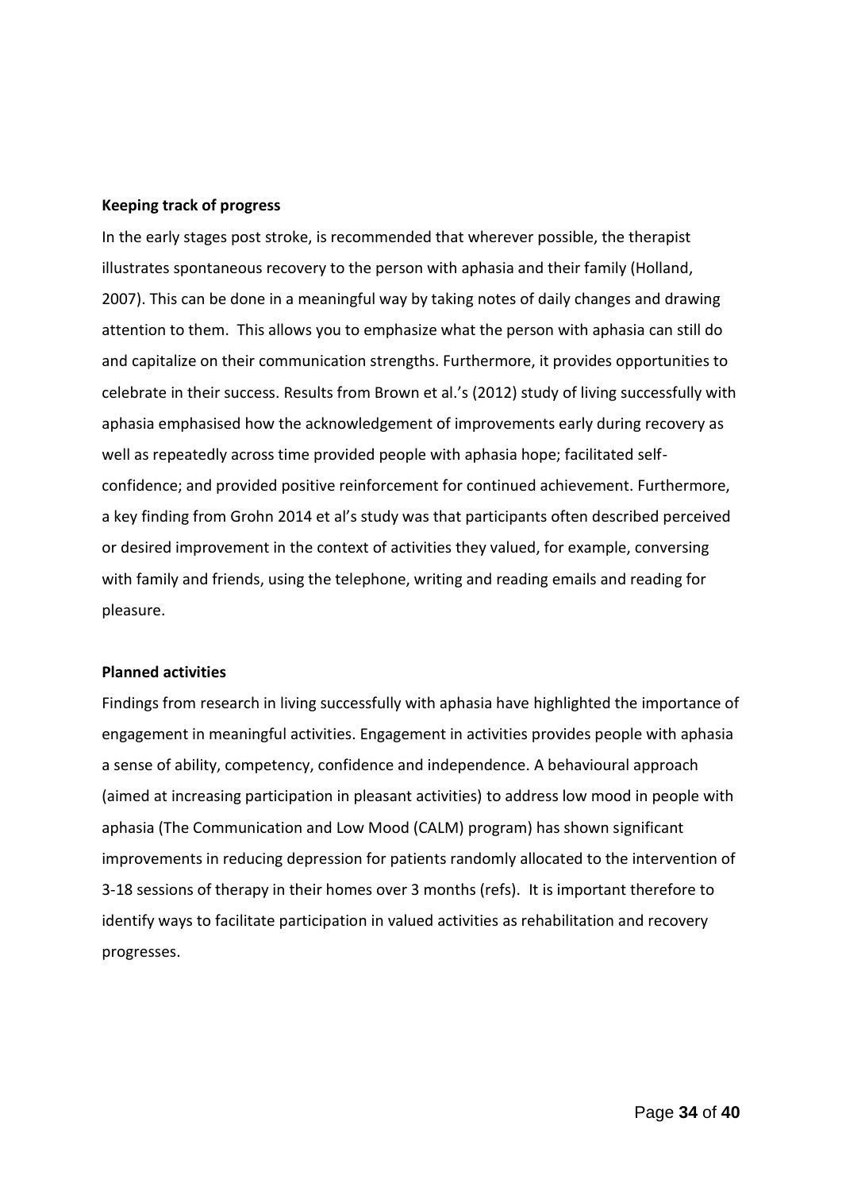**Keeping track of progress**

In the early stages post stroke, is recommended that wherever possible, the therapist illustrates spontaneous recovery to the person with aphasia and their family (Holland, 2007). This can be done in a meaningful way by taking notes of daily changes and drawing attention to them. This allows you to emphasize what the person with aphasia can still do and capitalize on their communication strengths. Furthermore, it provides opportunities to celebrate in their success. Results from Brown et al.'s (2012) study of living successfully with aphasia emphasised how the acknowledgement of improvements early during recovery as well as repeatedly across time provided people with aphasia hope; facilitated self-confidence; and provided positive reinforcement for continued achievement. Furthermore, a key finding from Grohn 2014 et al's study was that participants often described perceived or desired improvement in the context of activities they valued, for example, conversing with family and friends, using the telephone, writing and reading emails and reading for pleasure.

**Planned activities**

Findings from research in living successfully with aphasia have highlighted the importance of engagement in meaningful activities. Engagement in activities provides people with aphasia a sense of ability, competency, confidence and independence. A behavioural approach (aimed at increasing participation in pleasant activities) to address low mood in people with aphasia (The Communication and Low Mood (CALM) program) has shown significant improvements in reducing depression for patients randomly allocated to the intervention of 3-18 sessions of therapy in their homes over 3 months (refs). It is important therefore to identify ways to facilitate participation in valued activities as rehabilitation and recovery progresses.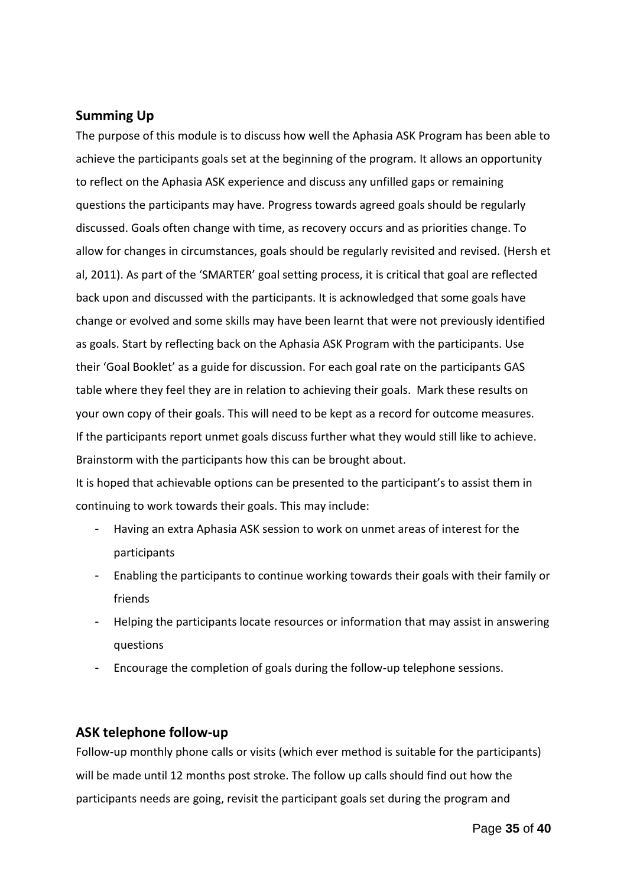## Summing Up

The purpose of this module is to discuss how well the Aphasia ASK Program has been able to achieve the participants goals set at the beginning of the program. It allows an opportunity to reflect on the Aphasia ASK experience and discuss any unfilled gaps or remaining questions the participants may have. Progress towards agreed goals should be regularly discussed. Goals often change with time, as recovery occurs and as priorities change. To allow for changes in circumstances, goals should be regularly revisited and revised. (Hersh et al, 2011). As part of the 'SMARTER' goal setting process, it is critical that goal are reflected back upon and discussed with the participants. It is acknowledged that some goals have change or evolved and some skills may have been learnt that were not previously identified as goals. Start by reflecting back on the Aphasia ASK Program with the participants. Use their 'Goal Booklet' as a guide for discussion. For each goal rate on the participants GAS table where they feel they are in relation to achieving their goals. Mark these results on your own copy of their goals. This will need to be kept as a record for outcome measures. If the participants report unmet goals discuss further what they would still like to achieve. Brainstorm with the participants how this can be brought about.

It is hoped that achievable options can be presented to the participant's to assist them in continuing to work towards their goals. This may include:

- Having an extra Aphasia ASK session to work on unmet areas of interest for the participants
- Enabling the participants to continue working towards their goals with their family or friends
- Helping the participants locate resources or information that may assist in answering questions
- Encourage the completion of goals during the follow-up telephone sessions.

## ASK telephone follow-up

Follow-up monthly phone calls or visits (which ever method is suitable for the participants) will be made until 12 months post stroke. The follow up calls should find out how the participants needs are going, revisit the participant goals set during the program and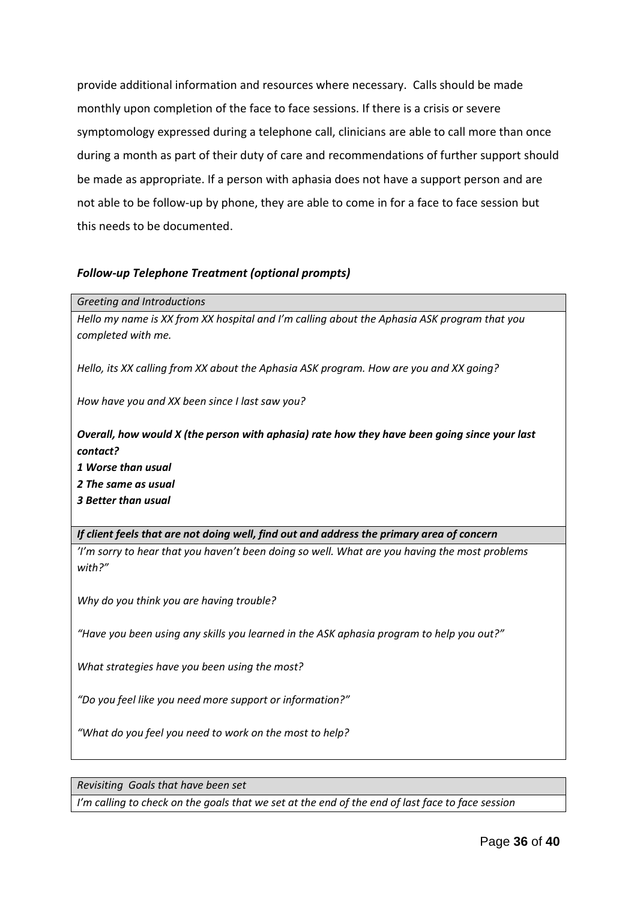provide additional information and resources where necessary.  Calls should be made monthly upon completion of the face to face sessions. If there is a crisis or severe symptomology expressed during a telephone call, clinicians are able to call more than once during a month as part of their duty of care and recommendations of further support should be made as appropriate. If a person with aphasia does not have a support person and are not able to be follow-up by phone, they are able to come in for a face to face session but this needs to be documented.

### *Follow-up Telephone Treatment (optional prompts)*

| *Greeting and Introductions* |
|---|
| *Hello my name is XX from XX hospital and I'm calling about the Aphasia ASK program that you completed with me.*<br><br>*Hello, its XX calling from XX about the Aphasia ASK program. How are you and XX going?*<br><br>*How have you and XX been since I last saw you?*<br><br>***Overall, how would X (the person with aphasia) rate how they have been going since your last contact?***<br>***1 Worse than usual***<br>***2 The same as usual***<br>***3 Better than usual*** |
| ***If client feels that are not doing well, find out and address the primary area of concern*** |
| *'I'm sorry to hear that you haven't been doing so well. What are you having the most problems with?"*<br><br>*Why do you think you are having trouble?*<br><br>*"Have you been using any skills you learned in the ASK aphasia program to help you out?"*<br><br>*What strategies have you been using the most?*<br><br>*"Do you feel like you need more support or information?"*<br><br>*"What do you feel you need to work on the most to help?* |

| *Revisiting  Goals that have been set* |
|---|
| *I'm calling to check on the goals that we set at the end of the end of last face to face session* |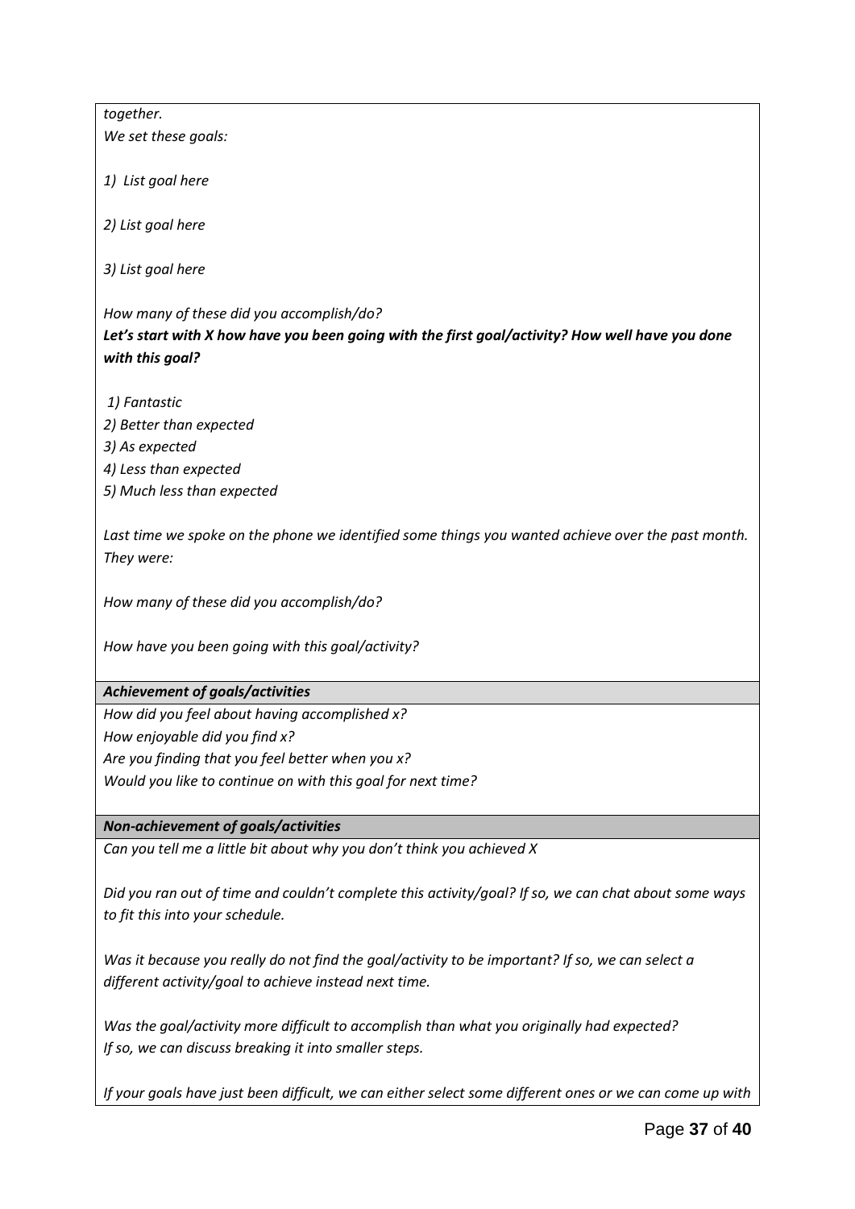*together.*
*We set these goals:*

*1) List goal here*

*2) List goal here*

*3) List goal here*

*How many of these did you accomplish/do?*
***Let's start with X how have you been going with the first goal/activity? How well have you done with this goal?***

*1) Fantastic*
*2) Better than expected*
*3) As expected*
*4) Less than expected*
*5) Much less than expected*

*Last time we spoke on the phone we identified some things you wanted achieve over the past month. They were:*

*How many of these did you accomplish/do?*

*How have you been going with this goal/activity?*

***Achievement of goals/activities***

*How did you feel about having accomplished x?*
*How enjoyable did you find x?*
*Are you finding that you feel better when you x?*
*Would you like to continue on with this goal for next time?*

***Non-achievement of goals/activities***

*Can you tell me a little bit about why you don't think you achieved X*

*Did you ran out of time and couldn't complete this activity/goal? If so, we can chat about some ways to fit this into your schedule.*

*Was it because you really do not find the goal/activity to be important? If so, we can select a different activity/goal to achieve instead next time.*

*Was the goal/activity more difficult to accomplish than what you originally had expected? If so, we can discuss breaking it into smaller steps.*

*If your goals have just been difficult, we can either select some different ones or we can come up with*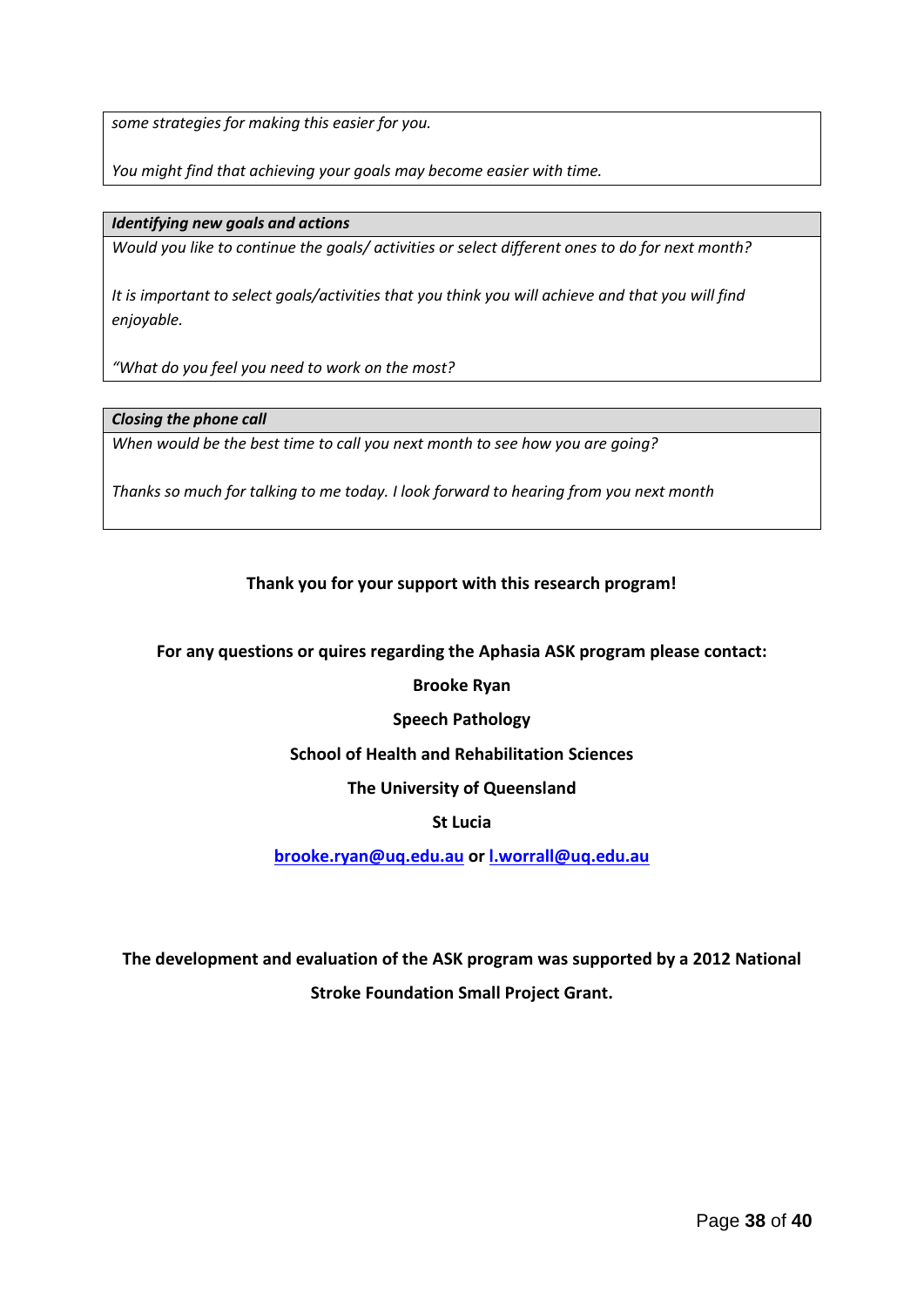| |
|---|
| *some strategies for making this easier for you.*<br><br>*You might find that achieving your goals may become easier with time.* |

| ***Identifying new goals and actions*** |
|---|
| *Would you like to continue the goals/ activities or select different ones to do for next month?*<br><br>*It is important to select goals/activities that you think you will achieve and that you will find enjoyable.*<br><br>*"What do you feel you need to work on the most?* |

| ***Closing the phone call*** |
|---|
| *When would be the best time to call you next month to see how you are going?*<br><br>*Thanks so much for talking to me today. I look forward to hearing from you next month* |

**Thank you for your support with this research program!**

**For any questions or quires regarding the Aphasia ASK program please contact:**

**Brooke Ryan**

**Speech Pathology**

**School of Health and Rehabilitation Sciences**

**The University of Queensland**

**St Lucia**

**brooke.ryan@uq.edu.au or l.worrall@uq.edu.au**

**The development and evaluation of the ASK program was supported by a 2012 National Stroke Foundation Small Project Grant.**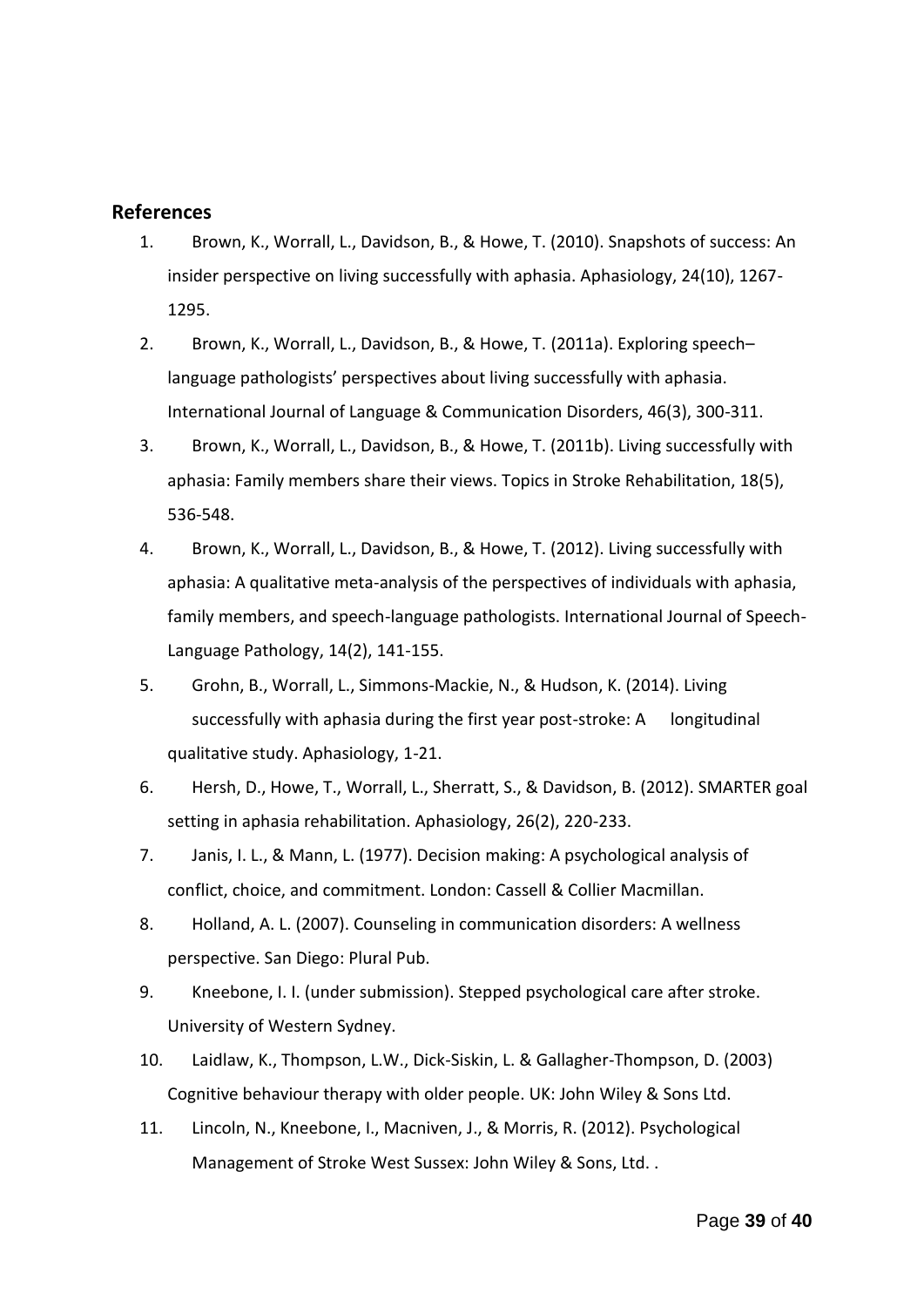## References

1. Brown, K., Worrall, L., Davidson, B., & Howe, T. (2010). Snapshots of success: An insider perspective on living successfully with aphasia. Aphasiology, 24(10), 1267-1295.
2. Brown, K., Worrall, L., Davidson, B., & Howe, T. (2011a). Exploring speech–language pathologists' perspectives about living successfully with aphasia. International Journal of Language & Communication Disorders, 46(3), 300-311.
3. Brown, K., Worrall, L., Davidson, B., & Howe, T. (2011b). Living successfully with aphasia: Family members share their views. Topics in Stroke Rehabilitation, 18(5), 536-548.
4. Brown, K., Worrall, L., Davidson, B., & Howe, T. (2012). Living successfully with aphasia: A qualitative meta-analysis of the perspectives of individuals with aphasia, family members, and speech-language pathologists. International Journal of Speech-Language Pathology, 14(2), 141-155.
5. Grohn, B., Worrall, L., Simmons-Mackie, N., & Hudson, K. (2014). Living successfully with aphasia during the first year post-stroke: A longitudinal qualitative study. Aphasiology, 1-21.
6. Hersh, D., Howe, T., Worrall, L., Sherratt, S., & Davidson, B. (2012). SMARTER goal setting in aphasia rehabilitation. Aphasiology, 26(2), 220-233.
7. Janis, I. L., & Mann, L. (1977). Decision making: A psychological analysis of conflict, choice, and commitment. London: Cassell & Collier Macmillan.
8. Holland, A. L. (2007). Counseling in communication disorders: A wellness perspective. San Diego: Plural Pub.
9. Kneebone, I. I. (under submission). Stepped psychological care after stroke. University of Western Sydney.
10. Laidlaw, K., Thompson, L.W., Dick-Siskin, L. & Gallagher-Thompson, D. (2003) Cognitive behaviour therapy with older people. UK: John Wiley & Sons Ltd.
11. Lincoln, N., Kneebone, I., Macniven, J., & Morris, R. (2012). Psychological Management of Stroke West Sussex: John Wiley & Sons, Ltd. .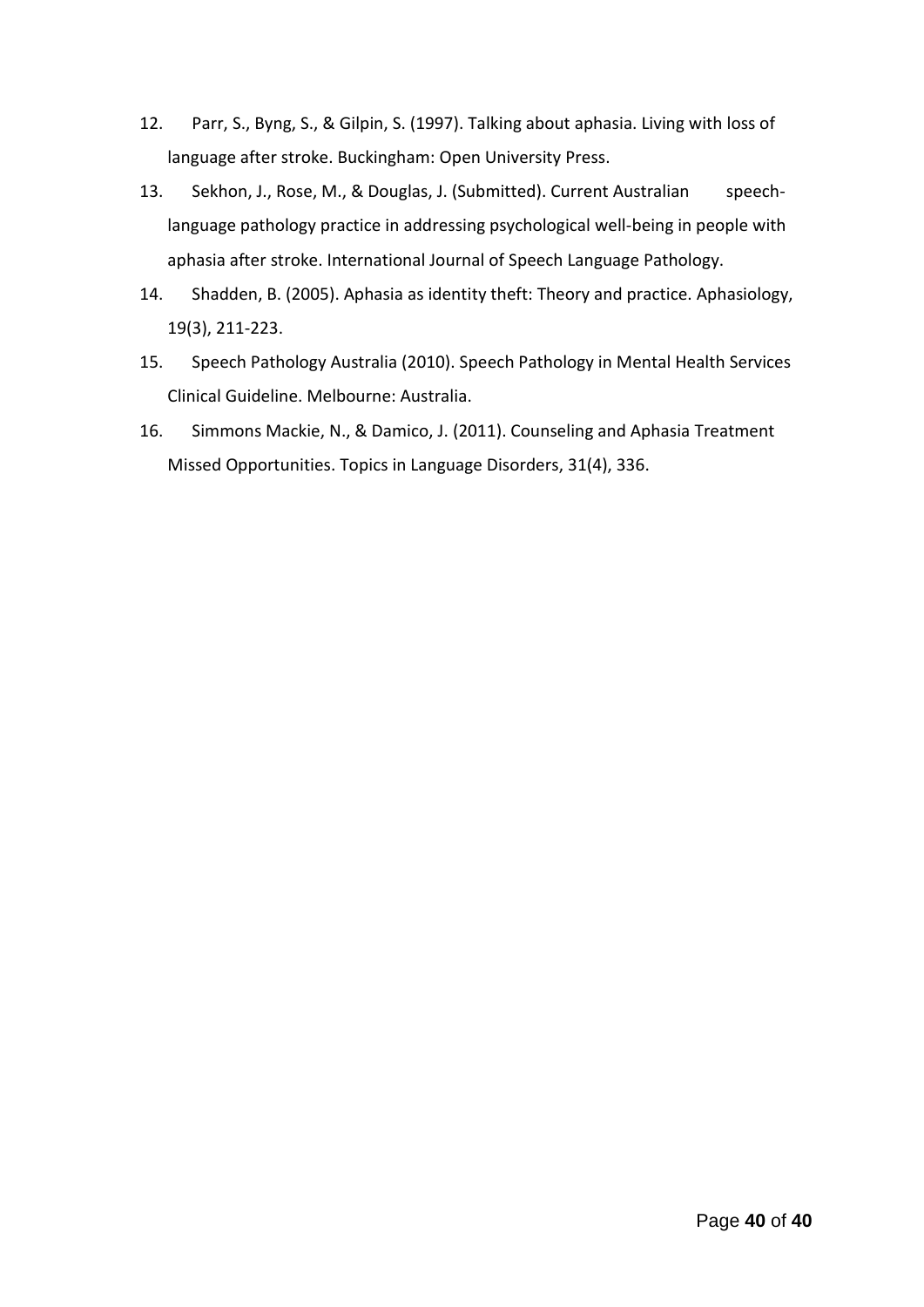12. Parr, S., Byng, S., & Gilpin, S. (1997). Talking about aphasia. Living with loss of language after stroke. Buckingham: Open University Press.
13. Sekhon, J., Rose, M., & Douglas, J. (Submitted). Current Australian speech-language pathology practice in addressing psychological well-being in people with aphasia after stroke. International Journal of Speech Language Pathology.
14. Shadden, B. (2005). Aphasia as identity theft: Theory and practice. Aphasiology, 19(3), 211-223.
15. Speech Pathology Australia (2010). Speech Pathology in Mental Health Services Clinical Guideline. Melbourne: Australia.
16. Simmons Mackie, N., & Damico, J. (2011). Counseling and Aphasia Treatment Missed Opportunities. Topics in Language Disorders, 31(4), 336.